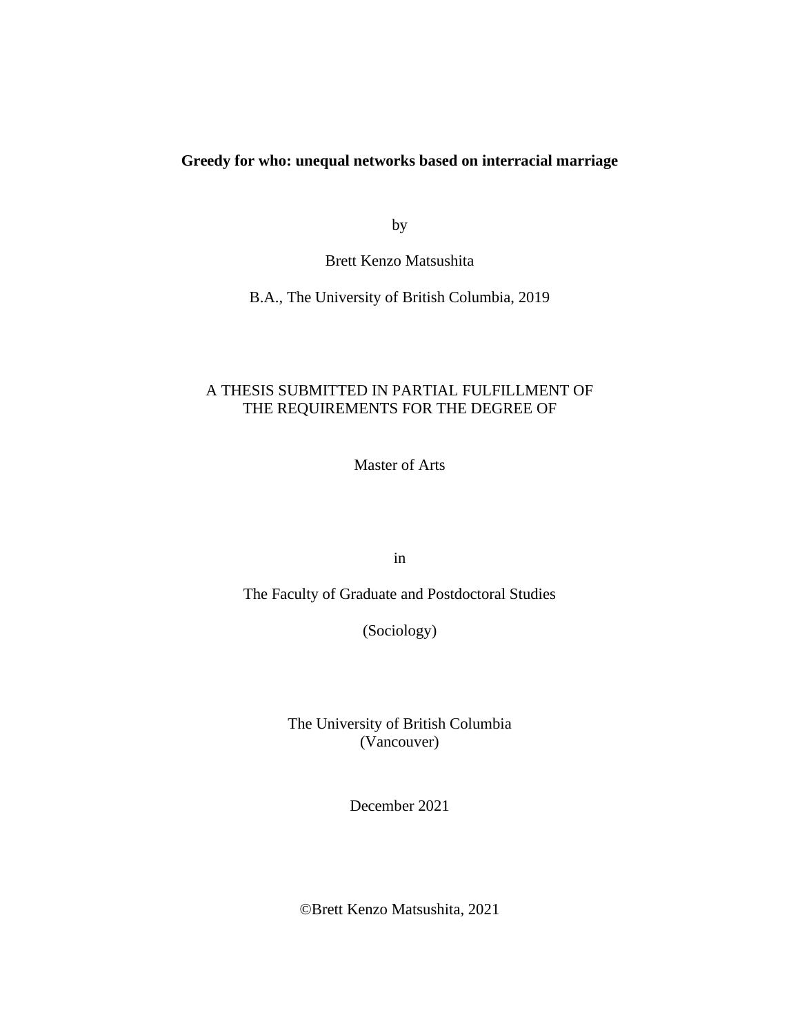**Greedy for who: unequal networks based on interracial marriage**

by

Brett Kenzo Matsushita

B.A., The University of British Columbia, 2019

A THESIS SUBMITTED IN PARTIAL FULFILLMENT OF
THE REQUIREMENTS FOR THE DEGREE OF

Master of Arts

in

The Faculty of Graduate and Postdoctoral Studies

(Sociology)

The University of British Columbia
(Vancouver)

December 2021

©Brett Kenzo Matsushita, 2021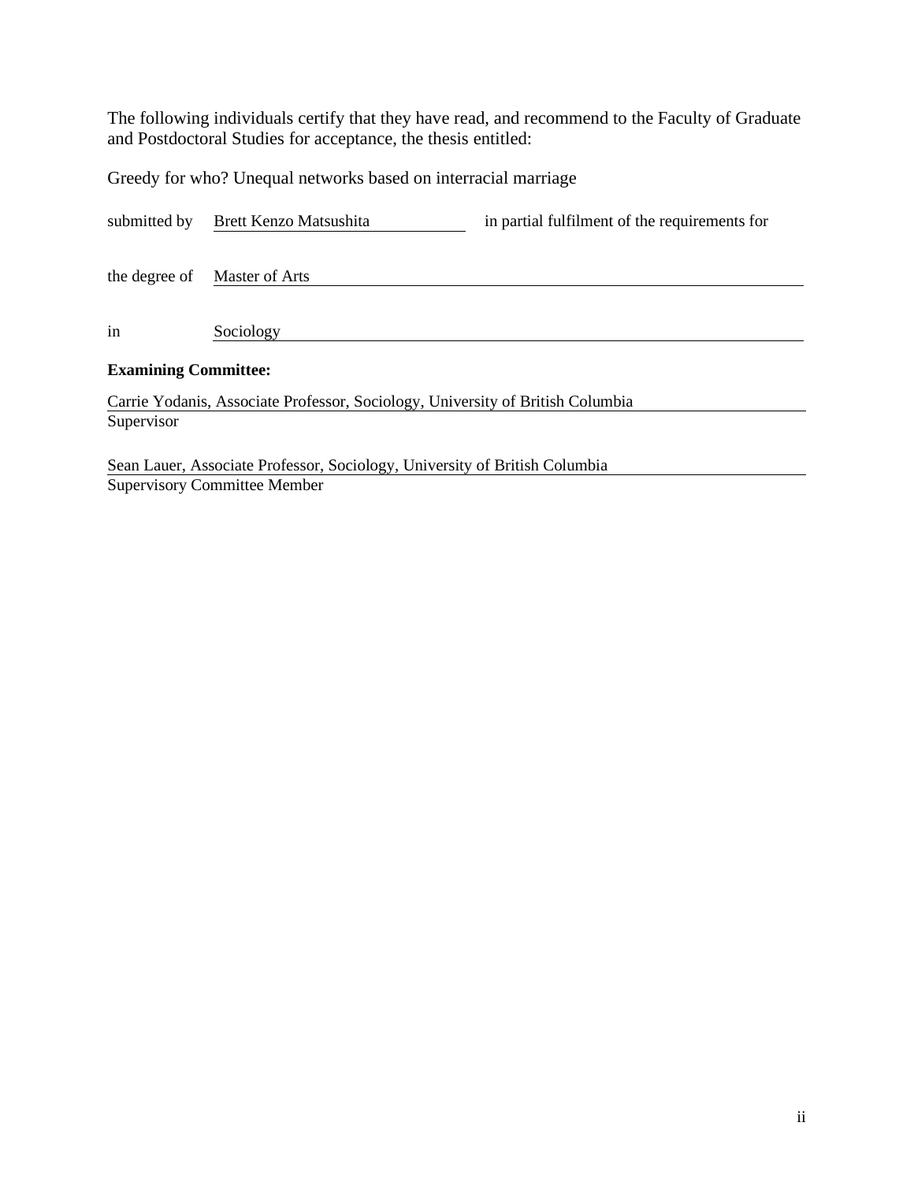The following individuals certify that they have read, and recommend to the Faculty of Graduate and Postdoctoral Studies for acceptance, the thesis entitled:

Greedy for who? Unequal networks based on interracial marriage

submitted by Brett Kenzo Matsushita in partial fulfilment of the requirements for

the degree of Master of Arts

in Sociology

**Examining Committee:**

Carrie Yodanis, Associate Professor, Sociology, University of British Columbia
Supervisor

Sean Lauer, Associate Professor, Sociology, University of British Columbia
Supervisory Committee Member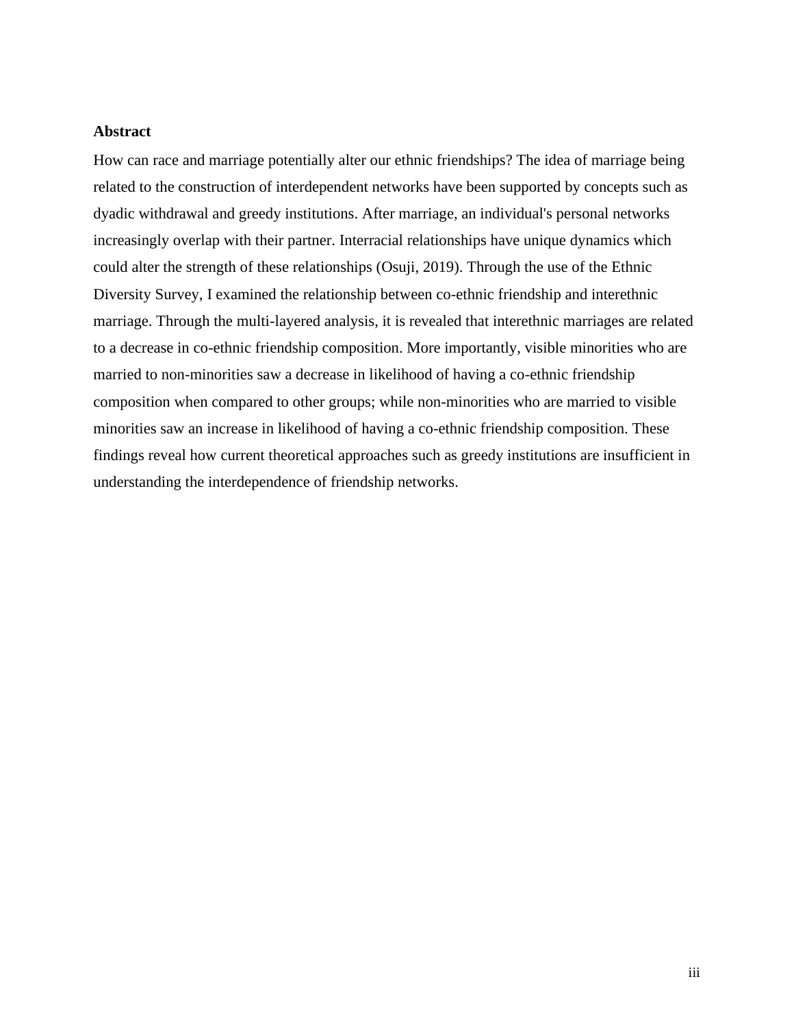**Abstract**

How can race and marriage potentially alter our ethnic friendships? The idea of marriage being related to the construction of interdependent networks have been supported by concepts such as dyadic withdrawal and greedy institutions. After marriage, an individual's personal networks increasingly overlap with their partner. Interracial relationships have unique dynamics which could alter the strength of these relationships (Osuji, 2019). Through the use of the Ethnic Diversity Survey, I examined the relationship between co-ethnic friendship and interethnic marriage. Through the multi-layered analysis, it is revealed that interethnic marriages are related to a decrease in co-ethnic friendship composition. More importantly, visible minorities who are married to non-minorities saw a decrease in likelihood of having a co-ethnic friendship composition when compared to other groups; while non-minorities who are married to visible minorities saw an increase in likelihood of having a co-ethnic friendship composition. These findings reveal how current theoretical approaches such as greedy institutions are insufficient in understanding the interdependence of friendship networks.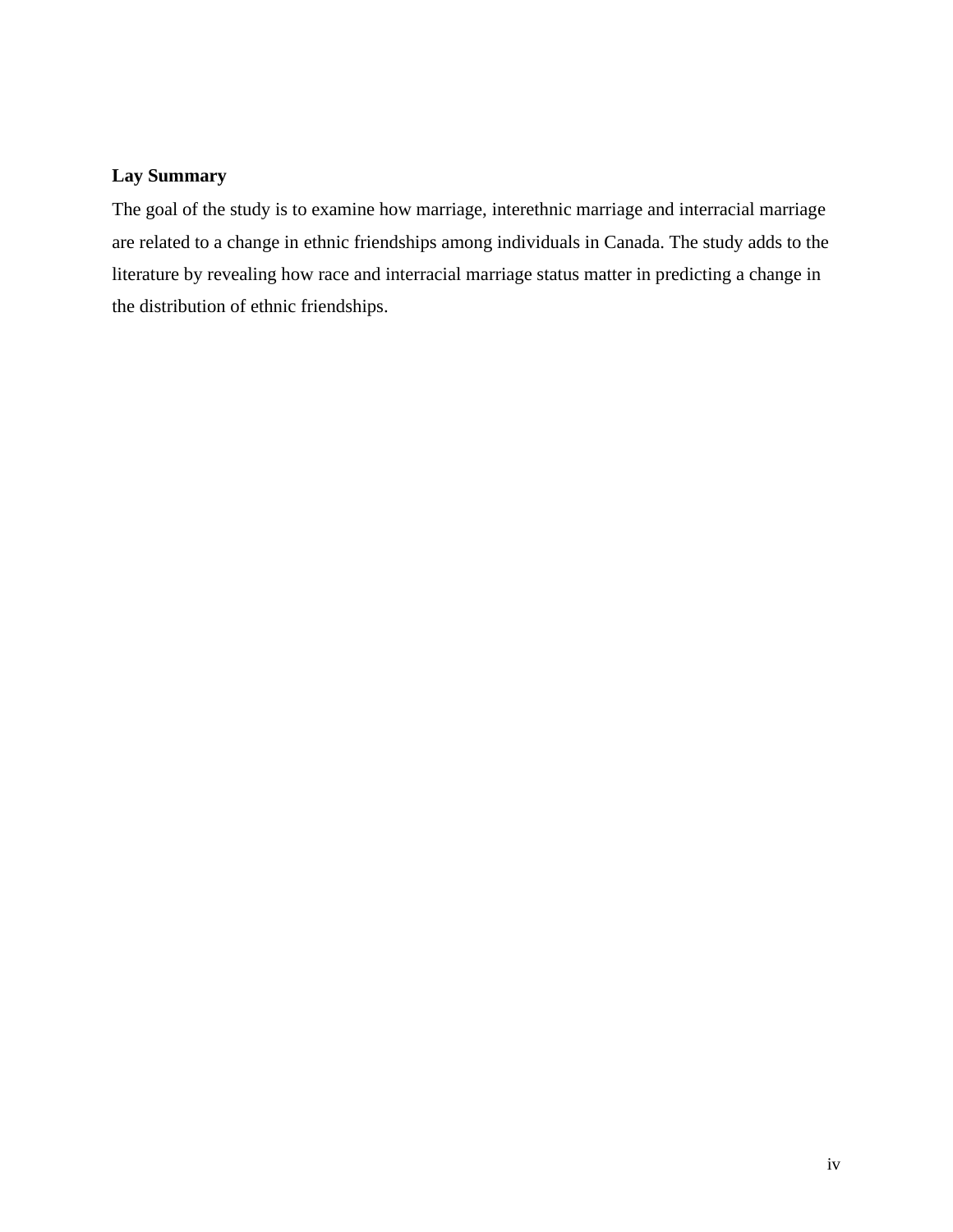## Lay Summary

The goal of the study is to examine how marriage, interethnic marriage and interracial marriage are related to a change in ethnic friendships among individuals in Canada. The study adds to the literature by revealing how race and interracial marriage status matter in predicting a change in the distribution of ethnic friendships.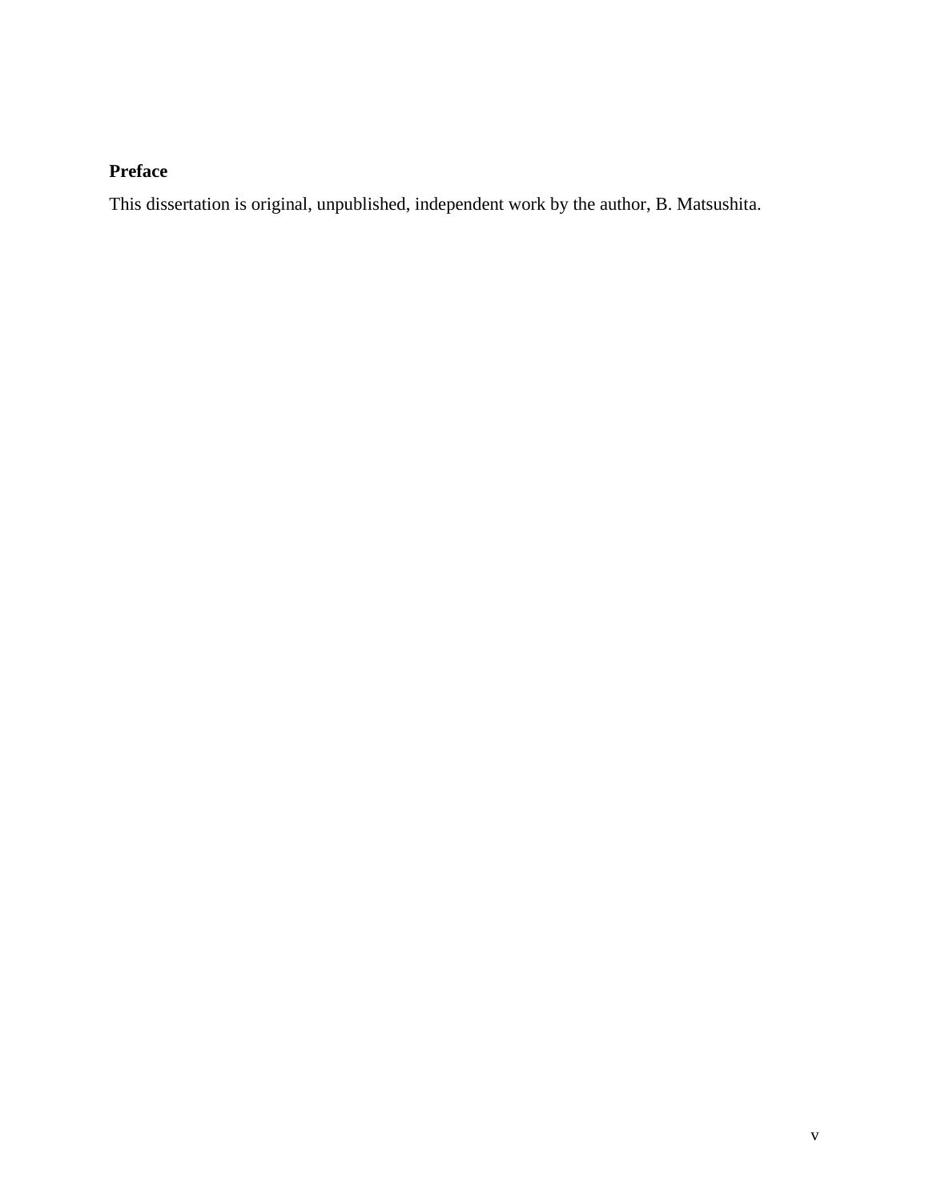## Preface

This dissertation is original, unpublished, independent work by the author, B. Matsushita.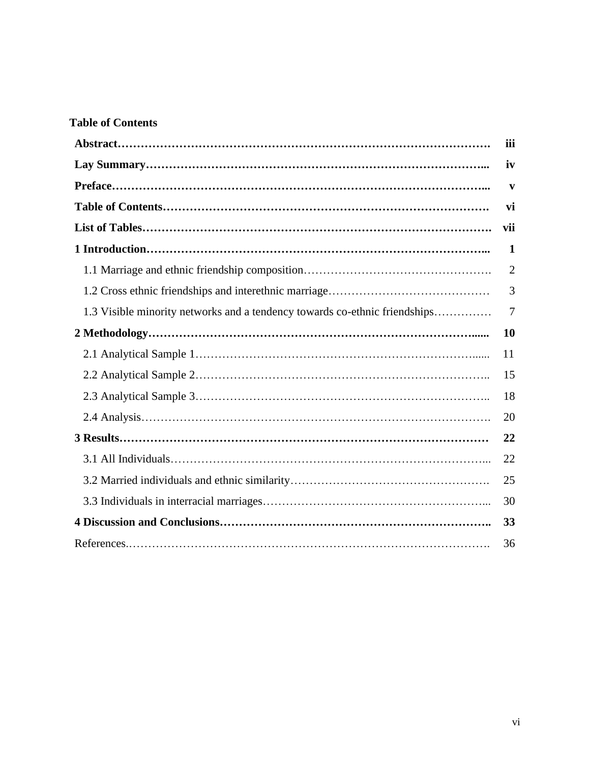**Table of Contents**

| | |
|---|---|
| **Abstract** | **iii** |
| **Lay Summary** | **iv** |
| **Preface** | **v** |
| **Table of Contents** | **vi** |
| **List of Tables** | **vii** |
| **1 Introduction** | **1** |
| 1.1 Marriage and ethnic friendship composition | 2 |
| 1.2 Cross ethnic friendships and interethnic marriage | 3 |
| 1.3 Visible minority networks and a tendency towards co-ethnic friendships | 7 |
| **2 Methodology** | **10** |
| 2.1 Analytical Sample 1 | 11 |
| 2.2 Analytical Sample 2 | 15 |
| 2.3 Analytical Sample 3 | 18 |
| 2.4 Analysis | 20 |
| **3 Results** | **22** |
| 3.1 All Individuals | 22 |
| 3.2 Married individuals and ethnic similarity | 25 |
| 3.3 Individuals in interracial marriages | 30 |
| **4 Discussion and Conclusions** | **33** |
| References | 36 |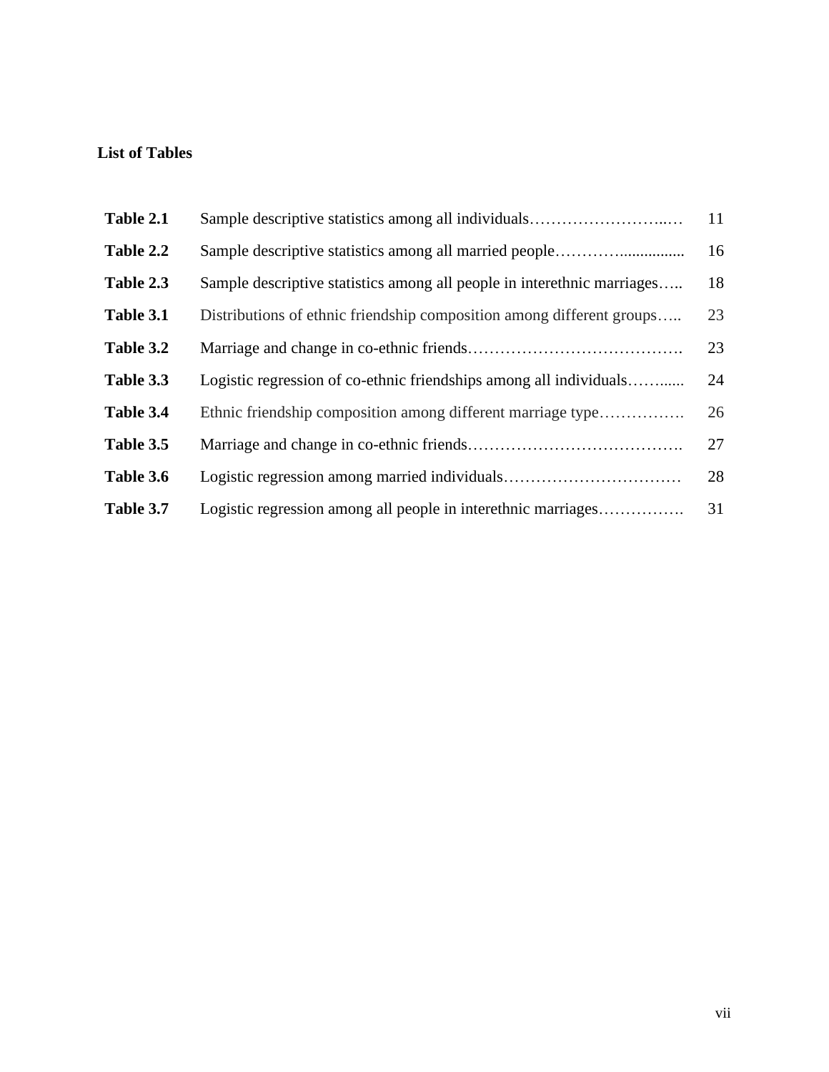**List of Tables**

| | | |
|---|---|---|
| **Table 2.1** | Sample descriptive statistics among all individuals……………………..… | 11 |
| **Table 2.2** | Sample descriptive statistics among all married people…………................ | 16 |
| **Table 2.3** | Sample descriptive statistics among all people in interethnic marriages….. | 18 |
| **Table 3.1** | Distributions of ethnic friendship composition among different groups….. | 23 |
| **Table 3.2** | Marriage and change in co-ethnic friends…………………………………. | 23 |
| **Table 3.3** | Logistic regression of co-ethnic friendships among all individuals……...... | 24 |
| **Table 3.4** | Ethnic friendship composition among different marriage type……………. | 26 |
| **Table 3.5** | Marriage and change in co-ethnic friends…………………………………. | 27 |
| **Table 3.6** | Logistic regression among married individuals…………………………… | 28 |
| **Table 3.7** | Logistic regression among all people in interethnic marriages……………. | 31 |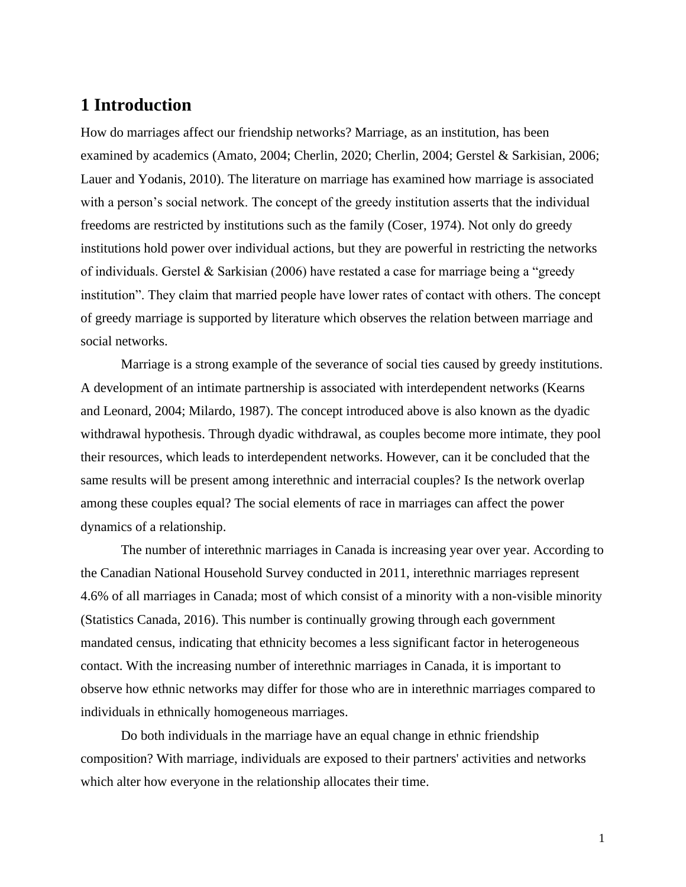# 1 Introduction

How do marriages affect our friendship networks? Marriage, as an institution, has been examined by academics (Amato, 2004; Cherlin, 2020; Cherlin, 2004; Gerstel & Sarkisian, 2006; Lauer and Yodanis, 2010). The literature on marriage has examined how marriage is associated with a person's social network. The concept of the greedy institution asserts that the individual freedoms are restricted by institutions such as the family (Coser, 1974). Not only do greedy institutions hold power over individual actions, but they are powerful in restricting the networks of individuals. Gerstel & Sarkisian (2006) have restated a case for marriage being a "greedy institution". They claim that married people have lower rates of contact with others. The concept of greedy marriage is supported by literature which observes the relation between marriage and social networks.

Marriage is a strong example of the severance of social ties caused by greedy institutions. A development of an intimate partnership is associated with interdependent networks (Kearns and Leonard, 2004; Milardo, 1987). The concept introduced above is also known as the dyadic withdrawal hypothesis. Through dyadic withdrawal, as couples become more intimate, they pool their resources, which leads to interdependent networks. However, can it be concluded that the same results will be present among interethnic and interracial couples? Is the network overlap among these couples equal? The social elements of race in marriages can affect the power dynamics of a relationship.

The number of interethnic marriages in Canada is increasing year over year. According to the Canadian National Household Survey conducted in 2011, interethnic marriages represent 4.6% of all marriages in Canada; most of which consist of a minority with a non-visible minority (Statistics Canada, 2016). This number is continually growing through each government mandated census, indicating that ethnicity becomes a less significant factor in heterogeneous contact. With the increasing number of interethnic marriages in Canada, it is important to observe how ethnic networks may differ for those who are in interethnic marriages compared to individuals in ethnically homogeneous marriages.

Do both individuals in the marriage have an equal change in ethnic friendship composition? With marriage, individuals are exposed to their partners' activities and networks which alter how everyone in the relationship allocates their time.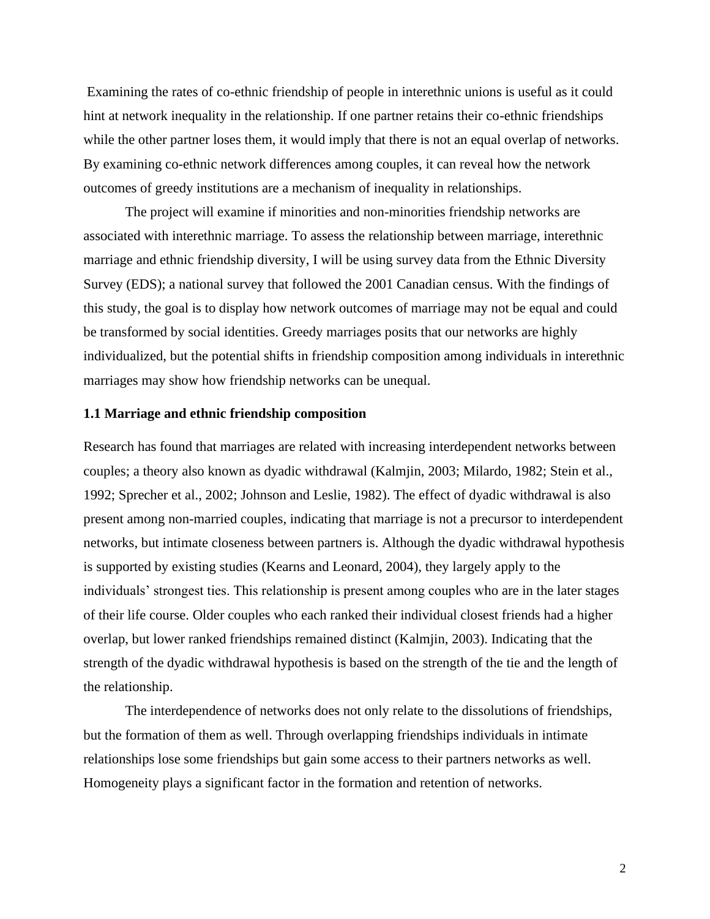Examining the rates of co-ethnic friendship of people in interethnic unions is useful as it could hint at network inequality in the relationship. If one partner retains their co-ethnic friendships while the other partner loses them, it would imply that there is not an equal overlap of networks. By examining co-ethnic network differences among couples, it can reveal how the network outcomes of greedy institutions are a mechanism of inequality in relationships.

The project will examine if minorities and non-minorities friendship networks are associated with interethnic marriage. To assess the relationship between marriage, interethnic marriage and ethnic friendship diversity, I will be using survey data from the Ethnic Diversity Survey (EDS); a national survey that followed the 2001 Canadian census. With the findings of this study, the goal is to display how network outcomes of marriage may not be equal and could be transformed by social identities. Greedy marriages posits that our networks are highly individualized, but the potential shifts in friendship composition among individuals in interethnic marriages may show how friendship networks can be unequal.

### 1.1 Marriage and ethnic friendship composition

Research has found that marriages are related with increasing interdependent networks between couples; a theory also known as dyadic withdrawal (Kalmjin, 2003; Milardo, 1982; Stein et al., 1992; Sprecher et al., 2002; Johnson and Leslie, 1982). The effect of dyadic withdrawal is also present among non-married couples, indicating that marriage is not a precursor to interdependent networks, but intimate closeness between partners is. Although the dyadic withdrawal hypothesis is supported by existing studies (Kearns and Leonard, 2004), they largely apply to the individuals' strongest ties. This relationship is present among couples who are in the later stages of their life course. Older couples who each ranked their individual closest friends had a higher overlap, but lower ranked friendships remained distinct (Kalmjin, 2003). Indicating that the strength of the dyadic withdrawal hypothesis is based on the strength of the tie and the length of the relationship.

The interdependence of networks does not only relate to the dissolutions of friendships, but the formation of them as well. Through overlapping friendships individuals in intimate relationships lose some friendships but gain some access to their partners networks as well. Homogeneity plays a significant factor in the formation and retention of networks.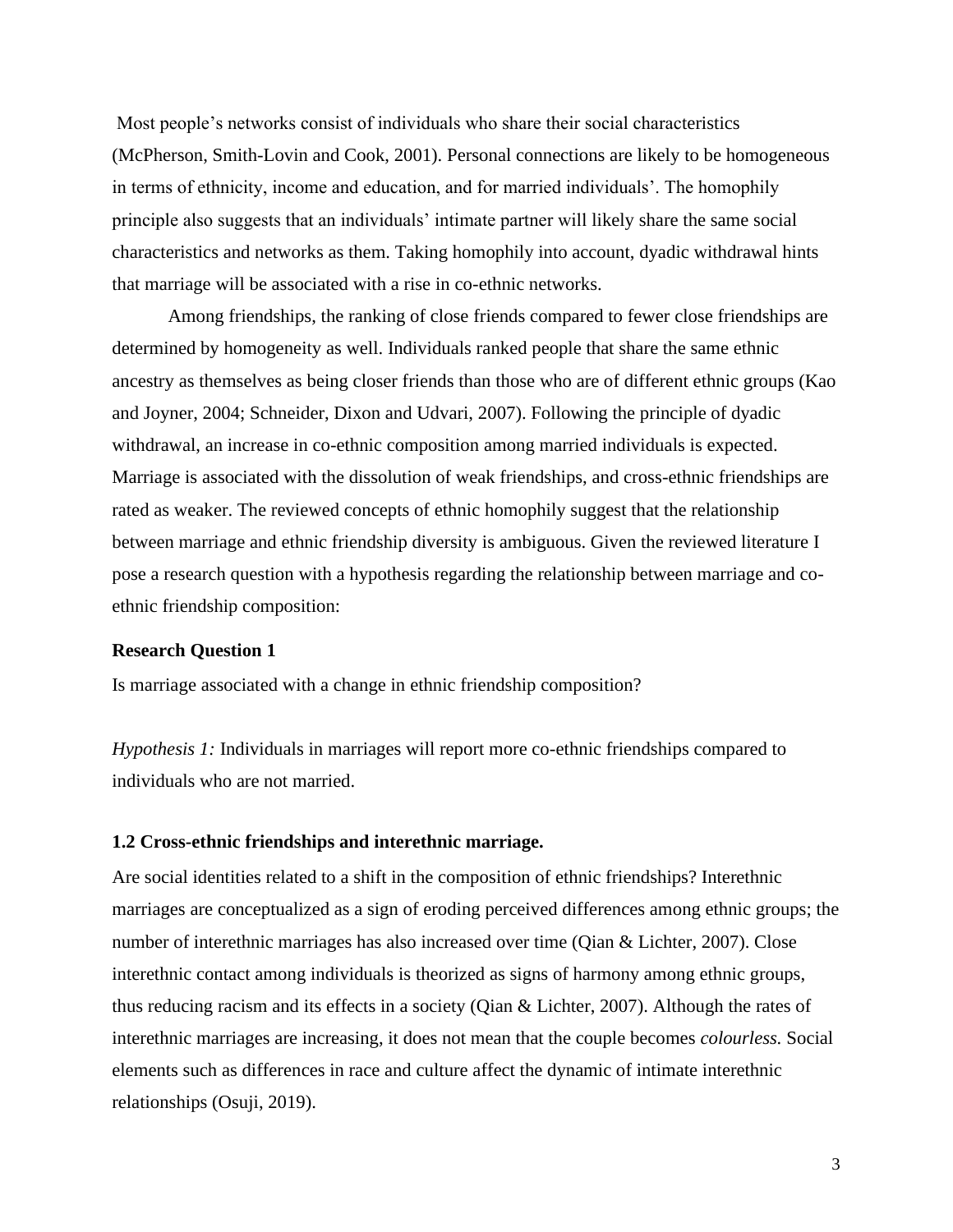Most people's networks consist of individuals who share their social characteristics (McPherson, Smith-Lovin and Cook, 2001). Personal connections are likely to be homogeneous in terms of ethnicity, income and education, and for married individuals'. The homophily principle also suggests that an individuals' intimate partner will likely share the same social characteristics and networks as them. Taking homophily into account, dyadic withdrawal hints that marriage will be associated with a rise in co-ethnic networks.

Among friendships, the ranking of close friends compared to fewer close friendships are determined by homogeneity as well. Individuals ranked people that share the same ethnic ancestry as themselves as being closer friends than those who are of different ethnic groups (Kao and Joyner, 2004; Schneider, Dixon and Udvari, 2007). Following the principle of dyadic withdrawal, an increase in co-ethnic composition among married individuals is expected. Marriage is associated with the dissolution of weak friendships, and cross-ethnic friendships are rated as weaker. The reviewed concepts of ethnic homophily suggest that the relationship between marriage and ethnic friendship diversity is ambiguous. Given the reviewed literature I pose a research question with a hypothesis regarding the relationship between marriage and co-ethnic friendship composition:

**Research Question 1**

Is marriage associated with a change in ethnic friendship composition?

*Hypothesis 1:* Individuals in marriages will report more co-ethnic friendships compared to individuals who are not married.

### 1.2 Cross-ethnic friendships and interethnic marriage.

Are social identities related to a shift in the composition of ethnic friendships? Interethnic marriages are conceptualized as a sign of eroding perceived differences among ethnic groups; the number of interethnic marriages has also increased over time (Qian & Lichter, 2007). Close interethnic contact among individuals is theorized as signs of harmony among ethnic groups, thus reducing racism and its effects in a society (Qian & Lichter, 2007). Although the rates of interethnic marriages are increasing, it does not mean that the couple becomes *colourless.* Social elements such as differences in race and culture affect the dynamic of intimate interethnic relationships (Osuji, 2019).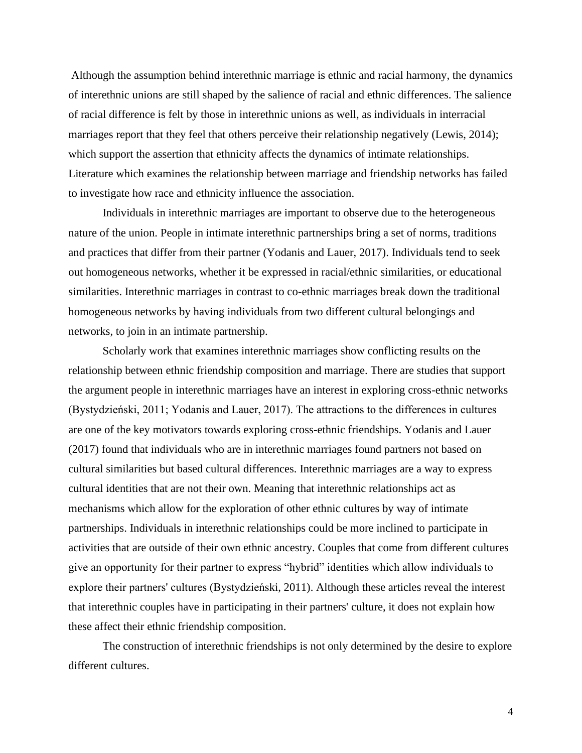Although the assumption behind interethnic marriage is ethnic and racial harmony, the dynamics of interethnic unions are still shaped by the salience of racial and ethnic differences. The salience of racial difference is felt by those in interethnic unions as well, as individuals in interracial marriages report that they feel that others perceive their relationship negatively (Lewis, 2014); which support the assertion that ethnicity affects the dynamics of intimate relationships. Literature which examines the relationship between marriage and friendship networks has failed to investigate how race and ethnicity influence the association.

Individuals in interethnic marriages are important to observe due to the heterogeneous nature of the union. People in intimate interethnic partnerships bring a set of norms, traditions and practices that differ from their partner (Yodanis and Lauer, 2017). Individuals tend to seek out homogeneous networks, whether it be expressed in racial/ethnic similarities, or educational similarities. Interethnic marriages in contrast to co-ethnic marriages break down the traditional homogeneous networks by having individuals from two different cultural belongings and networks, to join in an intimate partnership.

Scholarly work that examines interethnic marriages show conflicting results on the relationship between ethnic friendship composition and marriage. There are studies that support the argument people in interethnic marriages have an interest in exploring cross-ethnic networks (Bystydzieński, 2011; Yodanis and Lauer, 2017). The attractions to the differences in cultures are one of the key motivators towards exploring cross-ethnic friendships. Yodanis and Lauer (2017) found that individuals who are in interethnic marriages found partners not based on cultural similarities but based cultural differences. Interethnic marriages are a way to express cultural identities that are not their own. Meaning that interethnic relationships act as mechanisms which allow for the exploration of other ethnic cultures by way of intimate partnerships. Individuals in interethnic relationships could be more inclined to participate in activities that are outside of their own ethnic ancestry. Couples that come from different cultures give an opportunity for their partner to express "hybrid" identities which allow individuals to explore their partners' cultures (Bystydzieński, 2011). Although these articles reveal the interest that interethnic couples have in participating in their partners' culture, it does not explain how these affect their ethnic friendship composition.

The construction of interethnic friendships is not only determined by the desire to explore different cultures.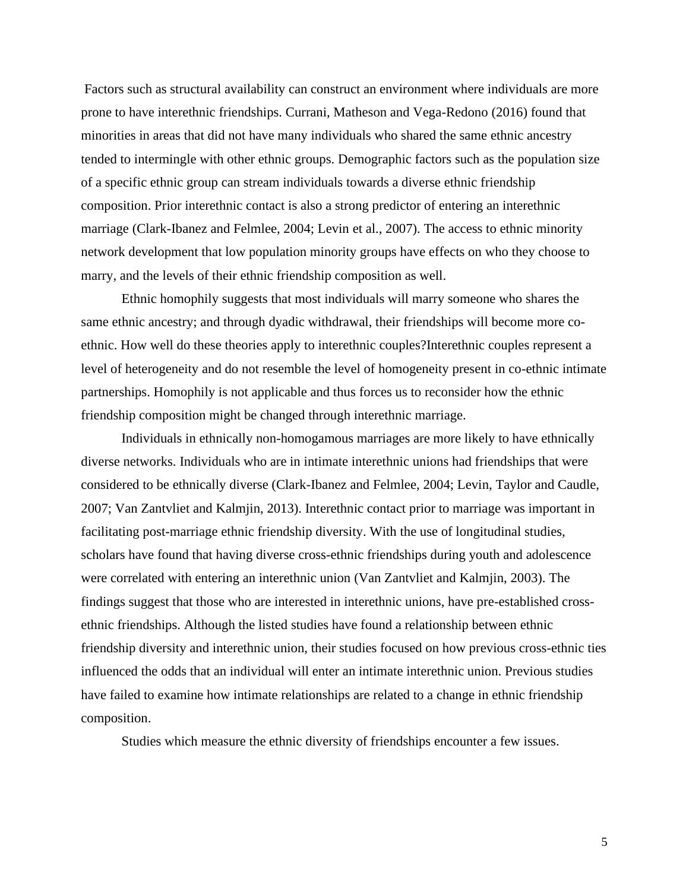Factors such as structural availability can construct an environment where individuals are more prone to have interethnic friendships. Currani, Matheson and Vega-Redono (2016) found that minorities in areas that did not have many individuals who shared the same ethnic ancestry tended to intermingle with other ethnic groups. Demographic factors such as the population size of a specific ethnic group can stream individuals towards a diverse ethnic friendship composition. Prior interethnic contact is also a strong predictor of entering an interethnic marriage (Clark-Ibanez and Felmlee, 2004; Levin et al., 2007). The access to ethnic minority network development that low population minority groups have effects on who they choose to marry, and the levels of their ethnic friendship composition as well.

Ethnic homophily suggests that most individuals will marry someone who shares the same ethnic ancestry; and through dyadic withdrawal, their friendships will become more co-ethnic. How well do these theories apply to interethnic couples?Interethnic couples represent a level of heterogeneity and do not resemble the level of homogeneity present in co-ethnic intimate partnerships. Homophily is not applicable and thus forces us to reconsider how the ethnic friendship composition might be changed through interethnic marriage.

Individuals in ethnically non-homogamous marriages are more likely to have ethnically diverse networks. Individuals who are in intimate interethnic unions had friendships that were considered to be ethnically diverse (Clark-Ibanez and Felmlee, 2004; Levin, Taylor and Caudle, 2007; Van Zantvliet and Kalmjin, 2013). Interethnic contact prior to marriage was important in facilitating post-marriage ethnic friendship diversity. With the use of longitudinal studies, scholars have found that having diverse cross-ethnic friendships during youth and adolescence were correlated with entering an interethnic union (Van Zantvliet and Kalmjin, 2003). The findings suggest that those who are interested in interethnic unions, have pre-established cross-ethnic friendships. Although the listed studies have found a relationship between ethnic friendship diversity and interethnic union, their studies focused on how previous cross-ethnic ties influenced the odds that an individual will enter an intimate interethnic union. Previous studies have failed to examine how intimate relationships are related to a change in ethnic friendship composition.

Studies which measure the ethnic diversity of friendships encounter a few issues.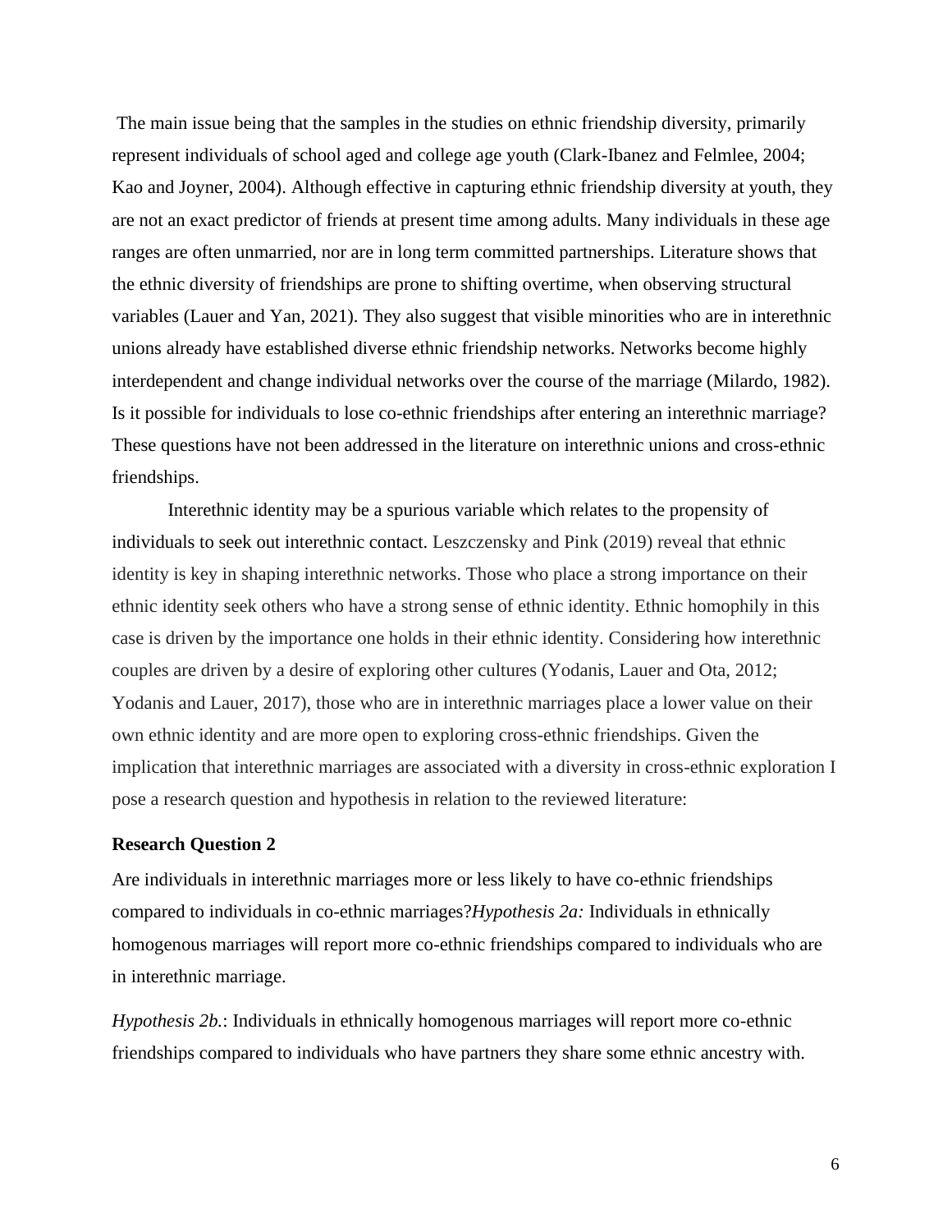The main issue being that the samples in the studies on ethnic friendship diversity, primarily represent individuals of school aged and college age youth (Clark-Ibanez and Felmlee, 2004; Kao and Joyner, 2004). Although effective in capturing ethnic friendship diversity at youth, they are not an exact predictor of friends at present time among adults. Many individuals in these age ranges are often unmarried, nor are in long term committed partnerships. Literature shows that the ethnic diversity of friendships are prone to shifting overtime, when observing structural variables (Lauer and Yan, 2021). They also suggest that visible minorities who are in interethnic unions already have established diverse ethnic friendship networks. Networks become highly interdependent and change individual networks over the course of the marriage (Milardo, 1982). Is it possible for individuals to lose co-ethnic friendships after entering an interethnic marriage? These questions have not been addressed in the literature on interethnic unions and cross-ethnic friendships.

Interethnic identity may be a spurious variable which relates to the propensity of individuals to seek out interethnic contact. Leszczensky and Pink (2019) reveal that ethnic identity is key in shaping interethnic networks. Those who place a strong importance on their ethnic identity seek others who have a strong sense of ethnic identity. Ethnic homophily in this case is driven by the importance one holds in their ethnic identity. Considering how interethnic couples are driven by a desire of exploring other cultures (Yodanis, Lauer and Ota, 2012; Yodanis and Lauer, 2017), those who are in interethnic marriages place a lower value on their own ethnic identity and are more open to exploring cross-ethnic friendships. Given the implication that interethnic marriages are associated with a diversity in cross-ethnic exploration I pose a research question and hypothesis in relation to the reviewed literature:

**Research Question 2**

Are individuals in interethnic marriages more or less likely to have co-ethnic friendships compared to individuals in co-ethnic marriages?*Hypothesis 2a:* Individuals in ethnically homogenous marriages will report more co-ethnic friendships compared to individuals who are in interethnic marriage.

*Hypothesis 2b.*: Individuals in ethnically homogenous marriages will report more co-ethnic friendships compared to individuals who have partners they share some ethnic ancestry with.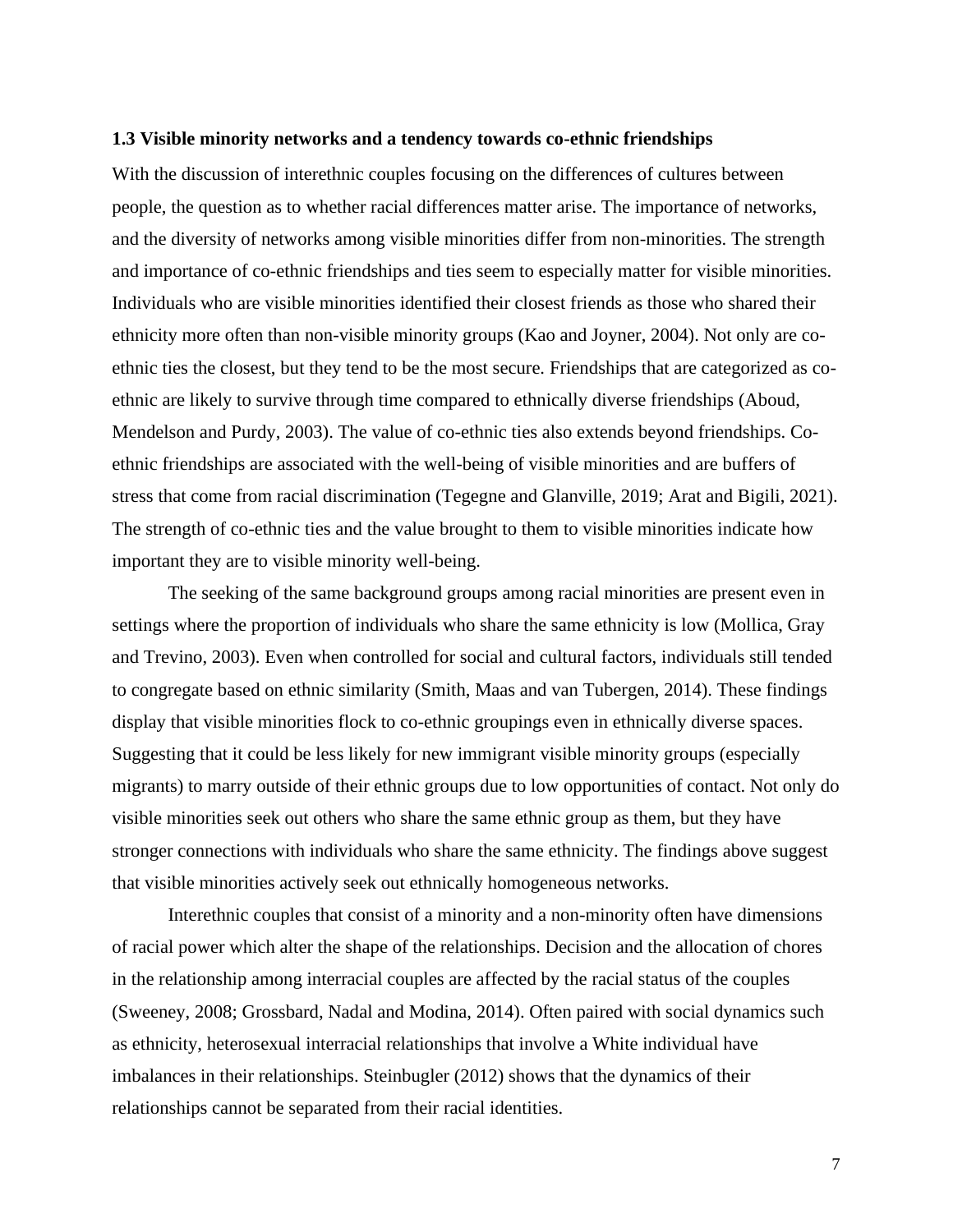### 1.3 Visible minority networks and a tendency towards co-ethnic friendships

With the discussion of interethnic couples focusing on the differences of cultures between people, the question as to whether racial differences matter arise. The importance of networks, and the diversity of networks among visible minorities differ from non-minorities. The strength and importance of co-ethnic friendships and ties seem to especially matter for visible minorities. Individuals who are visible minorities identified their closest friends as those who shared their ethnicity more often than non-visible minority groups (Kao and Joyner, 2004). Not only are co-ethnic ties the closest, but they tend to be the most secure. Friendships that are categorized as co-ethnic are likely to survive through time compared to ethnically diverse friendships (Aboud, Mendelson and Purdy, 2003). The value of co-ethnic ties also extends beyond friendships. Co-ethnic friendships are associated with the well-being of visible minorities and are buffers of stress that come from racial discrimination (Tegegne and Glanville, 2019; Arat and Bigili, 2021). The strength of co-ethnic ties and the value brought to them to visible minorities indicate how important they are to visible minority well-being.

The seeking of the same background groups among racial minorities are present even in settings where the proportion of individuals who share the same ethnicity is low (Mollica, Gray and Trevino, 2003). Even when controlled for social and cultural factors, individuals still tended to congregate based on ethnic similarity (Smith, Maas and van Tubergen, 2014). These findings display that visible minorities flock to co-ethnic groupings even in ethnically diverse spaces. Suggesting that it could be less likely for new immigrant visible minority groups (especially migrants) to marry outside of their ethnic groups due to low opportunities of contact. Not only do visible minorities seek out others who share the same ethnic group as them, but they have stronger connections with individuals who share the same ethnicity. The findings above suggest that visible minorities actively seek out ethnically homogeneous networks.

Interethnic couples that consist of a minority and a non-minority often have dimensions of racial power which alter the shape of the relationships. Decision and the allocation of chores in the relationship among interracial couples are affected by the racial status of the couples (Sweeney, 2008; Grossbard, Nadal and Modina, 2014). Often paired with social dynamics such as ethnicity, heterosexual interracial relationships that involve a White individual have imbalances in their relationships. Steinbugler (2012) shows that the dynamics of their relationships cannot be separated from their racial identities.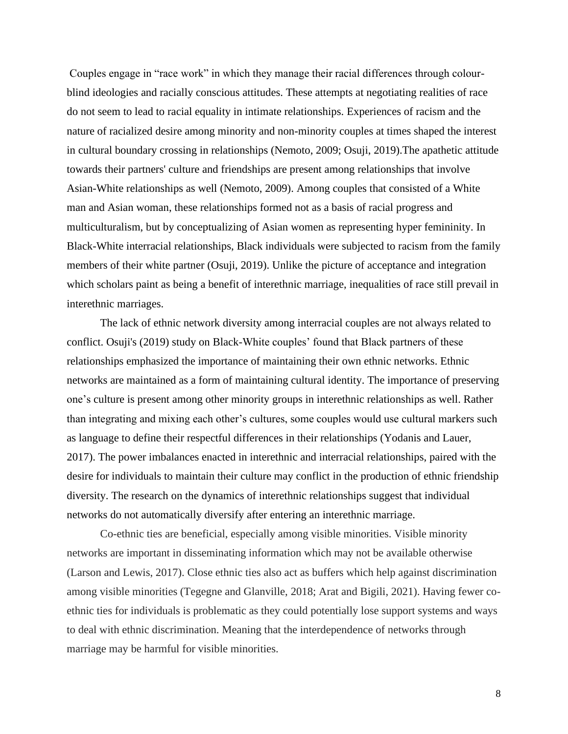Couples engage in "race work" in which they manage their racial differences through colour-blind ideologies and racially conscious attitudes. These attempts at negotiating realities of race do not seem to lead to racial equality in intimate relationships. Experiences of racism and the nature of racialized desire among minority and non-minority couples at times shaped the interest in cultural boundary crossing in relationships (Nemoto, 2009; Osuji, 2019).The apathetic attitude towards their partners' culture and friendships are present among relationships that involve Asian-White relationships as well (Nemoto, 2009). Among couples that consisted of a White man and Asian woman, these relationships formed not as a basis of racial progress and multiculturalism, but by conceptualizing of Asian women as representing hyper femininity. In Black-White interracial relationships, Black individuals were subjected to racism from the family members of their white partner (Osuji, 2019). Unlike the picture of acceptance and integration which scholars paint as being a benefit of interethnic marriage, inequalities of race still prevail in interethnic marriages.

The lack of ethnic network diversity among interracial couples are not always related to conflict. Osuji's (2019) study on Black-White couples' found that Black partners of these relationships emphasized the importance of maintaining their own ethnic networks. Ethnic networks are maintained as a form of maintaining cultural identity. The importance of preserving one's culture is present among other minority groups in interethnic relationships as well. Rather than integrating and mixing each other's cultures, some couples would use cultural markers such as language to define their respectful differences in their relationships (Yodanis and Lauer, 2017). The power imbalances enacted in interethnic and interracial relationships, paired with the desire for individuals to maintain their culture may conflict in the production of ethnic friendship diversity. The research on the dynamics of interethnic relationships suggest that individual networks do not automatically diversify after entering an interethnic marriage.

Co-ethnic ties are beneficial, especially among visible minorities. Visible minority networks are important in disseminating information which may not be available otherwise (Larson and Lewis, 2017). Close ethnic ties also act as buffers which help against discrimination among visible minorities (Tegegne and Glanville, 2018; Arat and Bigili, 2021). Having fewer co-ethnic ties for individuals is problematic as they could potentially lose support systems and ways to deal with ethnic discrimination. Meaning that the interdependence of networks through marriage may be harmful for visible minorities.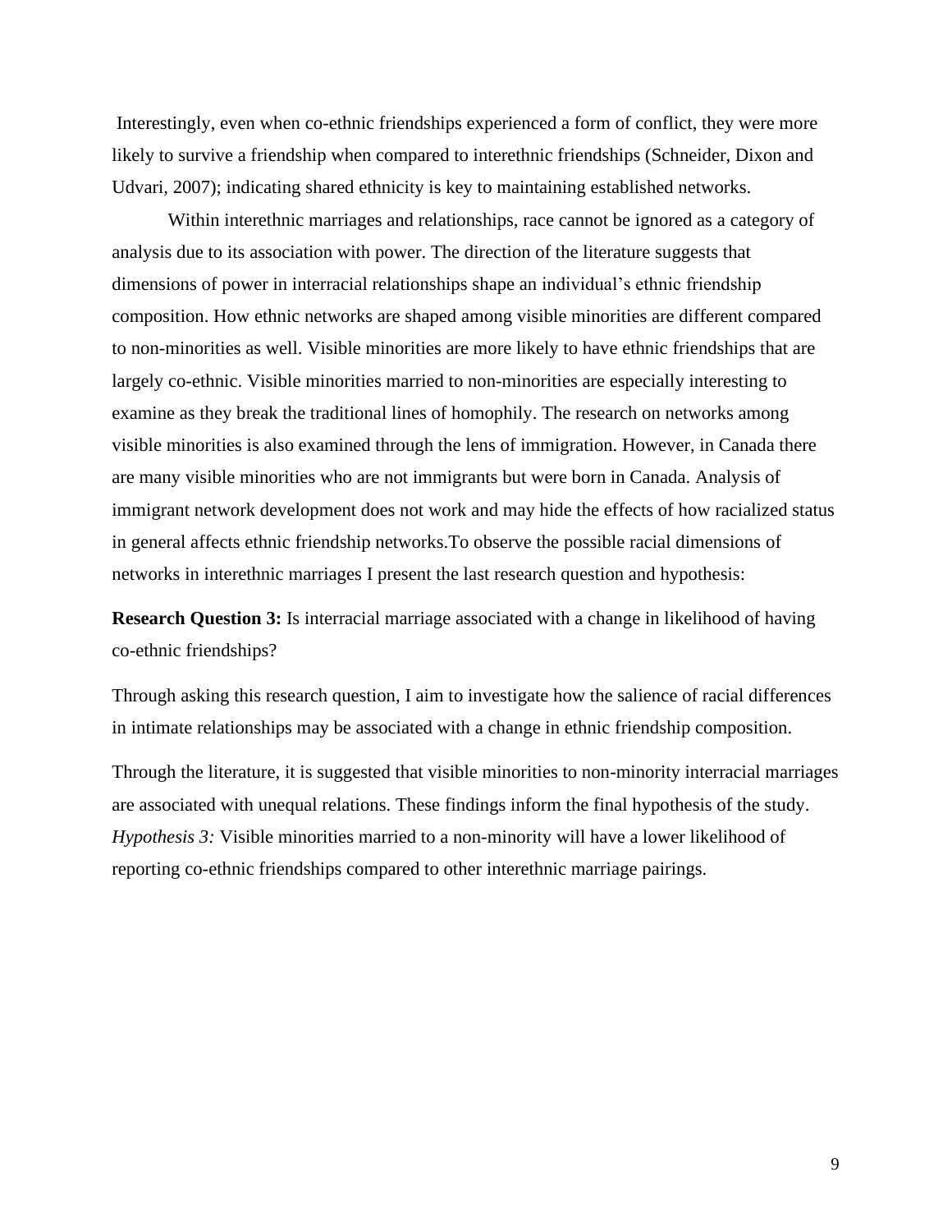Interestingly, even when co-ethnic friendships experienced a form of conflict, they were more likely to survive a friendship when compared to interethnic friendships (Schneider, Dixon and Udvari, 2007); indicating shared ethnicity is key to maintaining established networks.

Within interethnic marriages and relationships, race cannot be ignored as a category of analysis due to its association with power. The direction of the literature suggests that dimensions of power in interracial relationships shape an individual's ethnic friendship composition. How ethnic networks are shaped among visible minorities are different compared to non-minorities as well. Visible minorities are more likely to have ethnic friendships that are largely co-ethnic. Visible minorities married to non-minorities are especially interesting to examine as they break the traditional lines of homophily. The research on networks among visible minorities is also examined through the lens of immigration. However, in Canada there are many visible minorities who are not immigrants but were born in Canada. Analysis of immigrant network development does not work and may hide the effects of how racialized status in general affects ethnic friendship networks.To observe the possible racial dimensions of networks in interethnic marriages I present the last research question and hypothesis:

**Research Question 3:** Is interracial marriage associated with a change in likelihood of having co-ethnic friendships?

Through asking this research question, I aim to investigate how the salience of racial differences in intimate relationships may be associated with a change in ethnic friendship composition.

Through the literature, it is suggested that visible minorities to non-minority interracial marriages are associated with unequal relations. These findings inform the final hypothesis of the study. *Hypothesis 3:* Visible minorities married to a non-minority will have a lower likelihood of reporting co-ethnic friendships compared to other interethnic marriage pairings.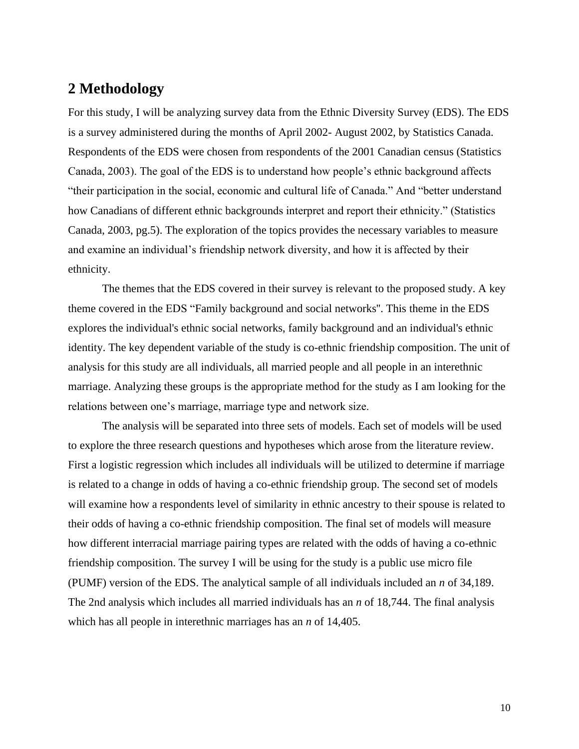## 2 Methodology

For this study, I will be analyzing survey data from the Ethnic Diversity Survey (EDS). The EDS is a survey administered during the months of April 2002- August 2002, by Statistics Canada. Respondents of the EDS were chosen from respondents of the 2001 Canadian census (Statistics Canada, 2003). The goal of the EDS is to understand how people's ethnic background affects "their participation in the social, economic and cultural life of Canada." And "better understand how Canadians of different ethnic backgrounds interpret and report their ethnicity." (Statistics Canada, 2003, pg.5). The exploration of the topics provides the necessary variables to measure and examine an individual's friendship network diversity, and how it is affected by their ethnicity.

The themes that the EDS covered in their survey is relevant to the proposed study. A key theme covered in the EDS "Family background and social networks''. This theme in the EDS explores the individual's ethnic social networks, family background and an individual's ethnic identity. The key dependent variable of the study is co-ethnic friendship composition. The unit of analysis for this study are all individuals, all married people and all people in an interethnic marriage. Analyzing these groups is the appropriate method for the study as I am looking for the relations between one's marriage, marriage type and network size.

The analysis will be separated into three sets of models. Each set of models will be used to explore the three research questions and hypotheses which arose from the literature review. First a logistic regression which includes all individuals will be utilized to determine if marriage is related to a change in odds of having a co-ethnic friendship group. The second set of models will examine how a respondents level of similarity in ethnic ancestry to their spouse is related to their odds of having a co-ethnic friendship composition. The final set of models will measure how different interracial marriage pairing types are related with the odds of having a co-ethnic friendship composition. The survey I will be using for the study is a public use micro file (PUMF) version of the EDS. The analytical sample of all individuals included an *n* of 34,189. The 2nd analysis which includes all married individuals has an *n* of 18,744. The final analysis which has all people in interethnic marriages has an *n* of 14,405.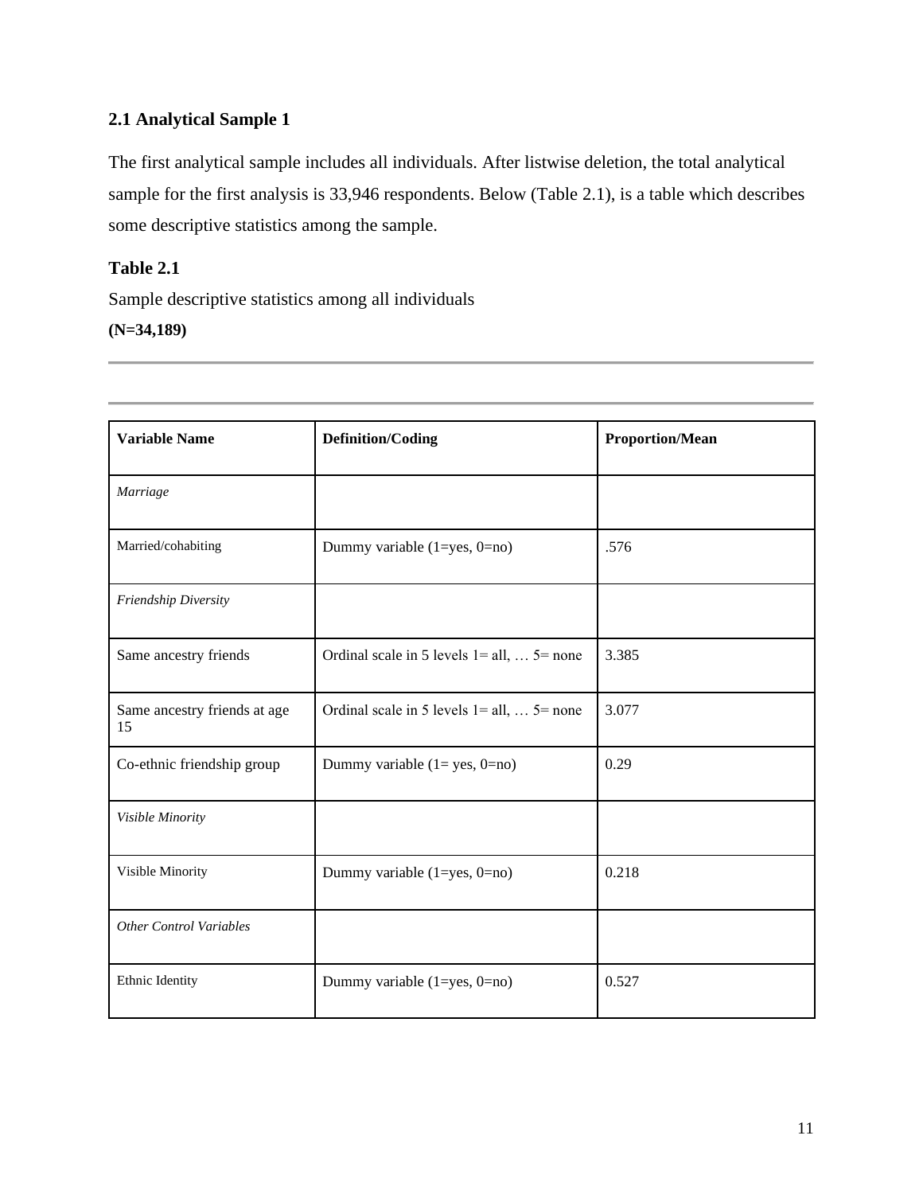### 2.1 Analytical Sample 1

The first analytical sample includes all individuals. After listwise deletion, the total analytical sample for the first analysis is 33,946 respondents. Below (Table 2.1), is a table which describes some descriptive statistics among the sample.

**Table 2.1**

Sample descriptive statistics among all individuals

**(N=34,189)**

| **Variable Name** | **Definition/Coding** | **Proportion/Mean** |
|---|---|---|
| *Marriage* | | |
| Married/cohabiting | Dummy variable (1=yes, 0=no) | .576 |
| *Friendship Diversity* | | |
| Same ancestry friends | Ordinal scale in 5 levels 1= all, … 5= none | 3.385 |
| Same ancestry friends at age 15 | Ordinal scale in 5 levels 1= all, … 5= none | 3.077 |
| Co-ethnic friendship group | Dummy variable (1= yes, 0=no) | 0.29 |
| *Visible Minority* | | |
| Visible Minority | Dummy variable (1=yes, 0=no) | 0.218 |
| *Other Control Variables* | | |
| Ethnic Identity | Dummy variable (1=yes, 0=no) | 0.527 |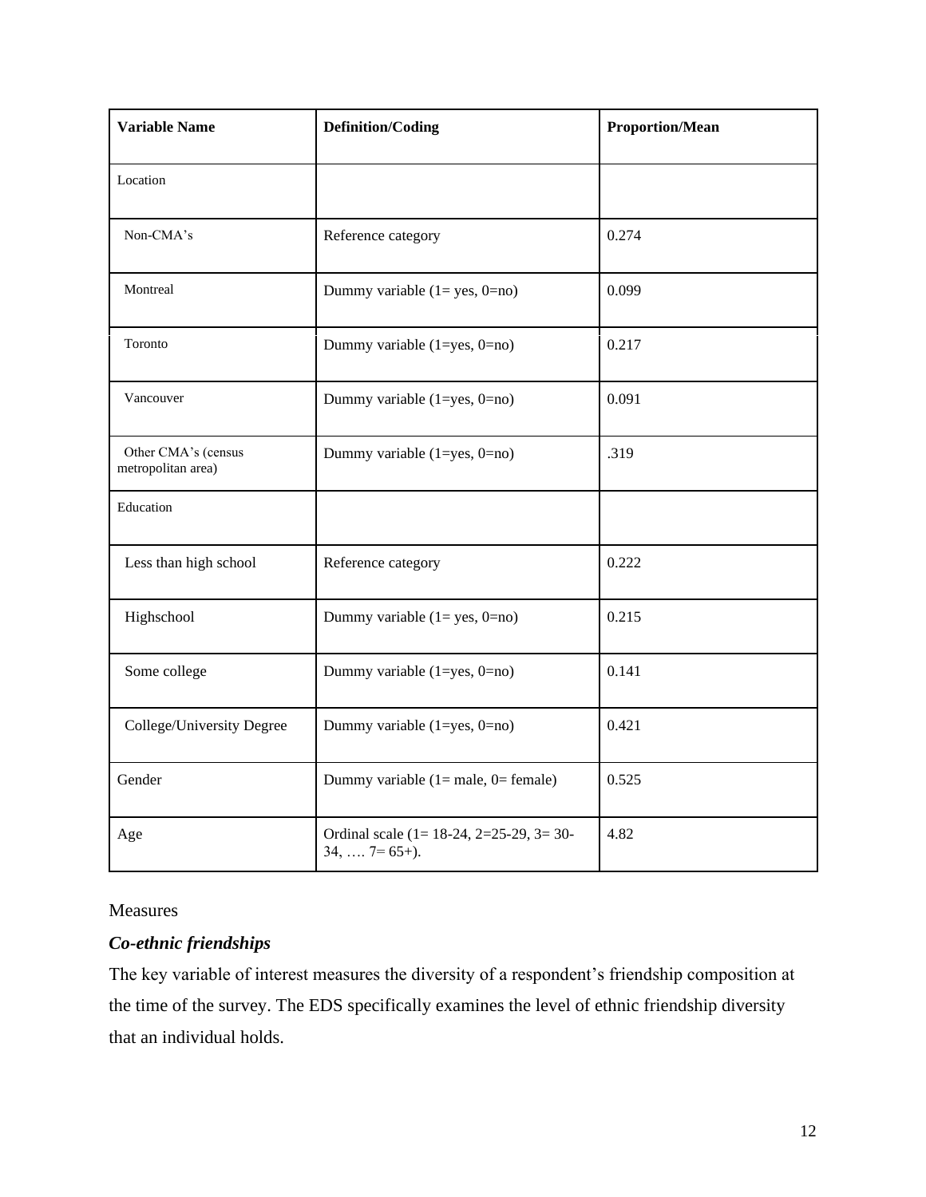| Variable Name | Definition/Coding | Proportion/Mean |
|---|---|---|
| Location | | |
| Non-CMA's | Reference category | 0.274 |
| Montreal | Dummy variable (1= yes, 0=no) | 0.099 |
| Toronto | Dummy variable (1=yes, 0=no) | 0.217 |
| Vancouver | Dummy variable (1=yes, 0=no) | 0.091 |
| Other CMA's (census metropolitan area) | Dummy variable (1=yes, 0=no) | .319 |
| Education | | |
| Less than high school | Reference category | 0.222 |
| Highschool | Dummy variable (1= yes, 0=no) | 0.215 |
| Some college | Dummy variable (1=yes, 0=no) | 0.141 |
| College/University Degree | Dummy variable (1=yes, 0=no) | 0.421 |
| Gender | Dummy variable (1= male, 0= female) | 0.525 |
| Age | Ordinal scale (1= 18-24, 2=25-29, 3= 30-34, …. 7= 65+). | 4.82 |

Measures

***Co-ethnic friendships***

The key variable of interest measures the diversity of a respondent's friendship composition at the time of the survey. The EDS specifically examines the level of ethnic friendship diversity that an individual holds.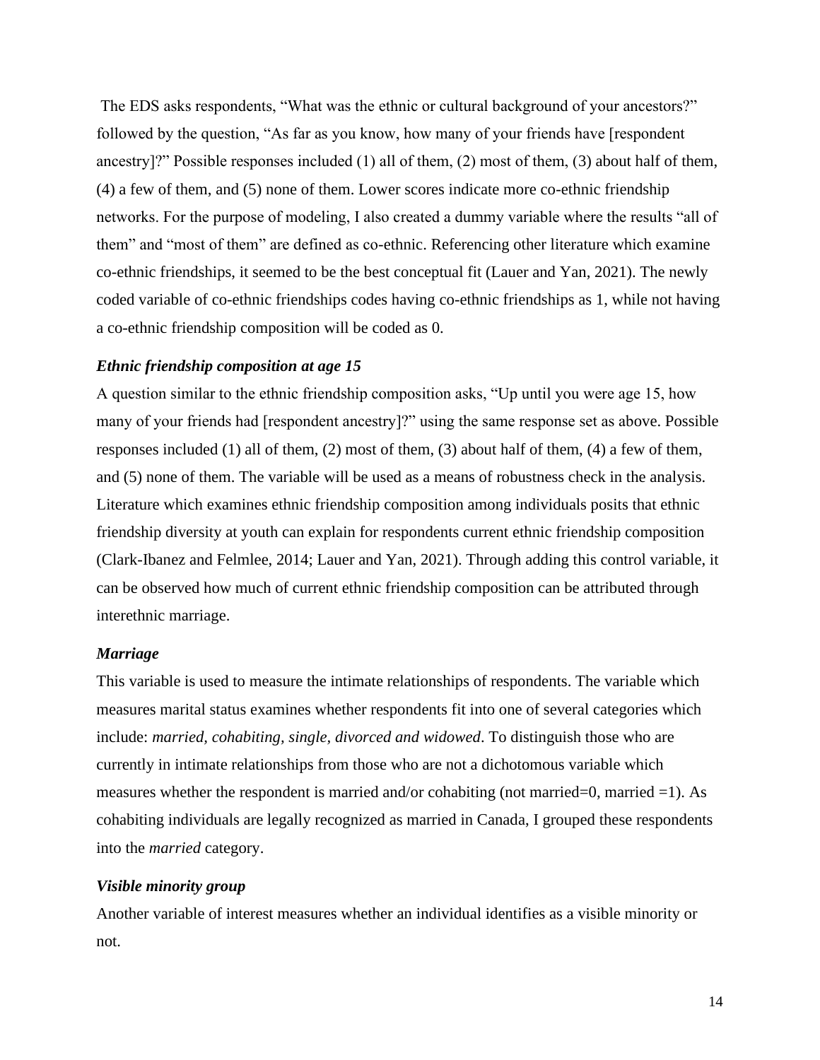The EDS asks respondents, "What was the ethnic or cultural background of your ancestors?" followed by the question, "As far as you know, how many of your friends have [respondent ancestry]?" Possible responses included (1) all of them, (2) most of them, (3) about half of them, (4) a few of them, and (5) none of them. Lower scores indicate more co-ethnic friendship networks. For the purpose of modeling, I also created a dummy variable where the results "all of them" and "most of them" are defined as co-ethnic. Referencing other literature which examine co-ethnic friendships, it seemed to be the best conceptual fit (Lauer and Yan, 2021). The newly coded variable of co-ethnic friendships codes having co-ethnic friendships as 1, while not having a co-ethnic friendship composition will be coded as 0.

### *Ethnic friendship composition at age 15*

A question similar to the ethnic friendship composition asks, "Up until you were age 15, how many of your friends had [respondent ancestry]?" using the same response set as above. Possible responses included (1) all of them, (2) most of them, (3) about half of them, (4) a few of them, and (5) none of them. The variable will be used as a means of robustness check in the analysis. Literature which examines ethnic friendship composition among individuals posits that ethnic friendship diversity at youth can explain for respondents current ethnic friendship composition (Clark-Ibanez and Felmlee, 2014; Lauer and Yan, 2021). Through adding this control variable, it can be observed how much of current ethnic friendship composition can be attributed through interethnic marriage.

### *Marriage*

This variable is used to measure the intimate relationships of respondents. The variable which measures marital status examines whether respondents fit into one of several categories which include: *married, cohabiting, single, divorced and widowed*. To distinguish those who are currently in intimate relationships from those who are not a dichotomous variable which measures whether the respondent is married and/or cohabiting (not married=0, married =1). As cohabiting individuals are legally recognized as married in Canada, I grouped these respondents into the *married* category.

### *Visible minority group*

Another variable of interest measures whether an individual identifies as a visible minority or not.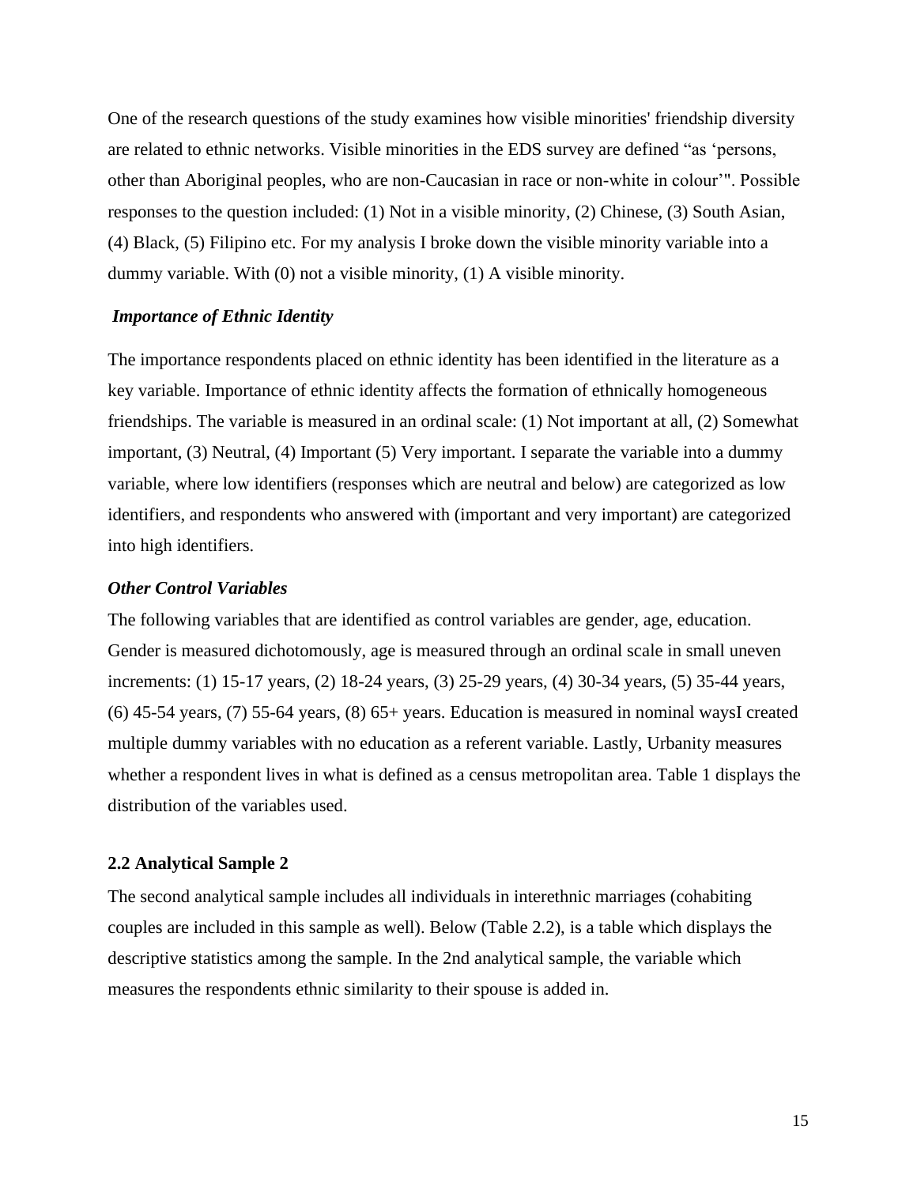One of the research questions of the study examines how visible minorities' friendship diversity are related to ethnic networks. Visible minorities in the EDS survey are defined "as 'persons, other than Aboriginal peoples, who are non-Caucasian in race or non-white in colour'". Possible responses to the question included: (1) Not in a visible minority, (2) Chinese, (3) South Asian, (4) Black, (5) Filipino etc. For my analysis I broke down the visible minority variable into a dummy variable. With (0) not a visible minority, (1) A visible minority.

### *Importance of Ethnic Identity*

The importance respondents placed on ethnic identity has been identified in the literature as a key variable. Importance of ethnic identity affects the formation of ethnically homogeneous friendships. The variable is measured in an ordinal scale: (1) Not important at all, (2) Somewhat important, (3) Neutral, (4) Important (5) Very important. I separate the variable into a dummy variable, where low identifiers (responses which are neutral and below) are categorized as low identifiers, and respondents who answered with (important and very important) are categorized into high identifiers.

### *Other Control Variables*

The following variables that are identified as control variables are gender, age, education. Gender is measured dichotomously, age is measured through an ordinal scale in small uneven increments: (1) 15-17 years, (2) 18-24 years, (3) 25-29 years, (4) 30-34 years, (5) 35-44 years, (6) 45-54 years, (7) 55-64 years, (8) 65+ years. Education is measured in nominal waysI created multiple dummy variables with no education as a referent variable. Lastly, Urbanity measures whether a respondent lives in what is defined as a census metropolitan area. Table 1 displays the distribution of the variables used.

## 2.2 Analytical Sample 2

The second analytical sample includes all individuals in interethnic marriages (cohabiting couples are included in this sample as well). Below (Table 2.2), is a table which displays the descriptive statistics among the sample. In the 2nd analytical sample, the variable which measures the respondents ethnic similarity to their spouse is added in.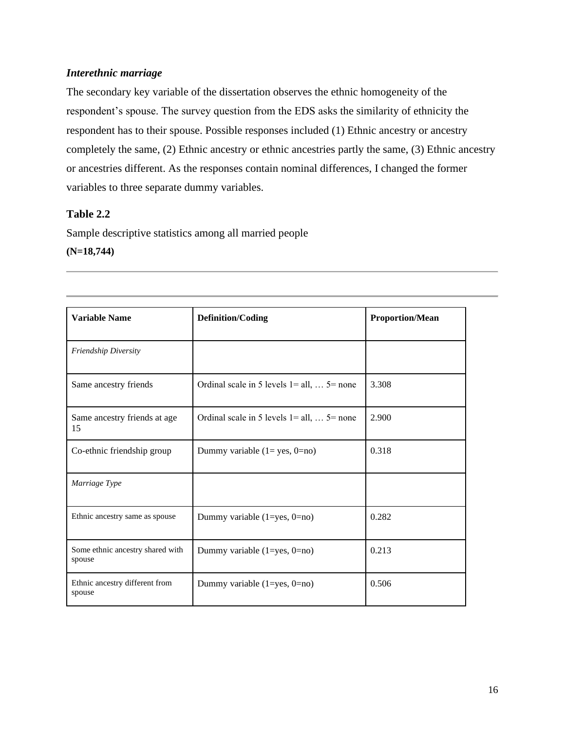***Interethnic marriage***

The secondary key variable of the dissertation observes the ethnic homogeneity of the respondent's spouse. The survey question from the EDS asks the similarity of ethnicity the respondent has to their spouse. Possible responses included (1) Ethnic ancestry or ancestry completely the same, (2) Ethnic ancestry or ethnic ancestries partly the same, (3) Ethnic ancestry or ancestries different. As the responses contain nominal differences, I changed the former variables to three separate dummy variables.

**Table 2.2**

Sample descriptive statistics among all married people

**(N=18,744)**

| **Variable Name** | **Definition/Coding** | **Proportion/Mean** |
|---|---|---|
| *Friendship Diversity* | | |
| Same ancestry friends | Ordinal scale in 5 levels 1= all, … 5= none | 3.308 |
| Same ancestry friends at age 15 | Ordinal scale in 5 levels 1= all, … 5= none | 2.900 |
| Co-ethnic friendship group | Dummy variable (1= yes, 0=no) | 0.318 |
| *Marriage Type* | | |
| Ethnic ancestry same as spouse | Dummy variable (1=yes, 0=no) | 0.282 |
| Some ethnic ancestry shared with spouse | Dummy variable (1=yes, 0=no) | 0.213 |
| Ethnic ancestry different from spouse | Dummy variable (1=yes, 0=no) | 0.506 |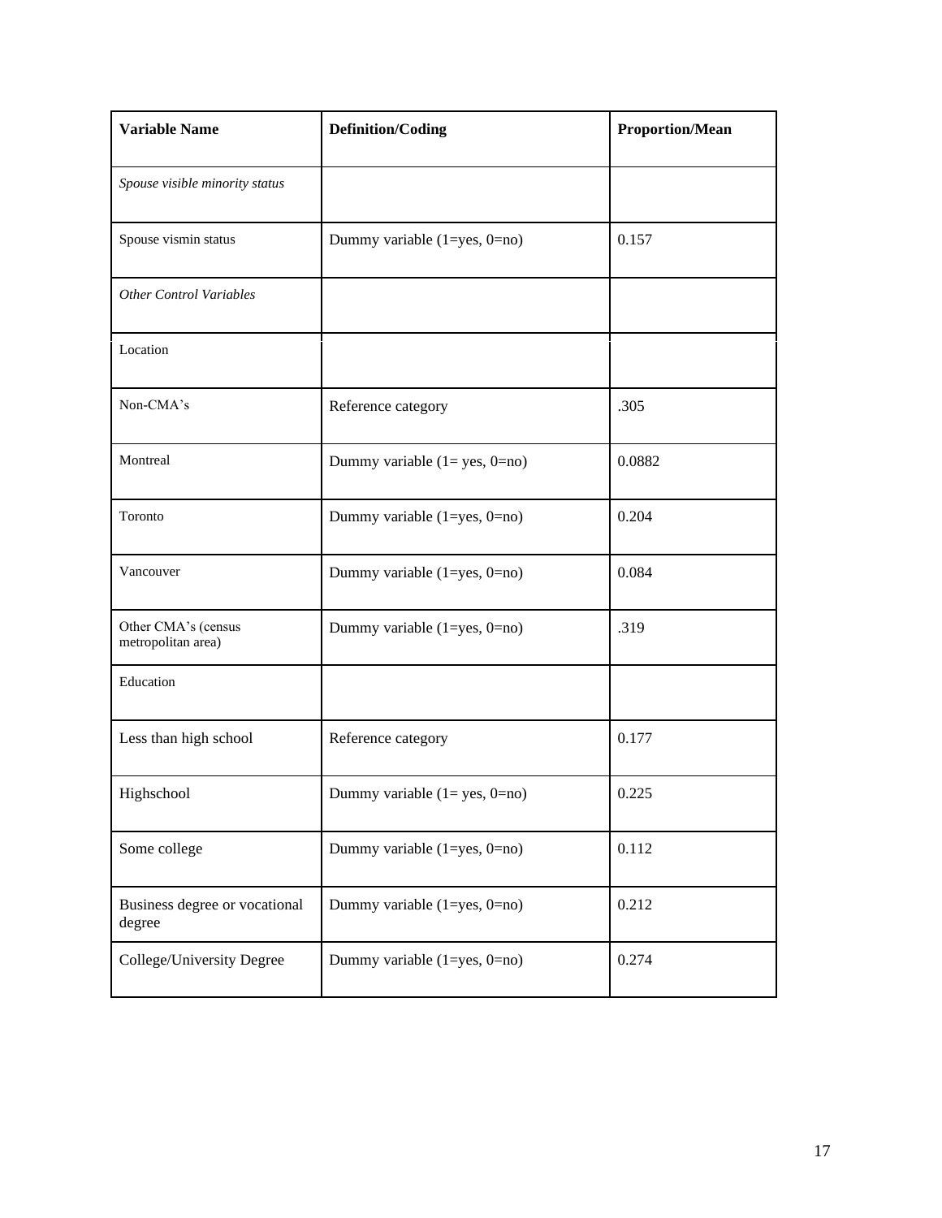| Variable Name | Definition/Coding | Proportion/Mean |
|---|---|---|
| *Spouse visible minority status* | | |
| Spouse vismin status | Dummy variable (1=yes, 0=no) | 0.157 |
| *Other Control Variables* | | |
| Location | | |
| Non-CMA's | Reference category | .305 |
| Montreal | Dummy variable (1= yes, 0=no) | 0.0882 |
| Toronto | Dummy variable (1=yes, 0=no) | 0.204 |
| Vancouver | Dummy variable (1=yes, 0=no) | 0.084 |
| Other CMA's (census metropolitan area) | Dummy variable (1=yes, 0=no) | .319 |
| Education | | |
| Less than high school | Reference category | 0.177 |
| Highschool | Dummy variable (1= yes, 0=no) | 0.225 |
| Some college | Dummy variable (1=yes, 0=no) | 0.112 |
| Business degree or vocational degree | Dummy variable (1=yes, 0=no) | 0.212 |
| College/University Degree | Dummy variable (1=yes, 0=no) | 0.274 |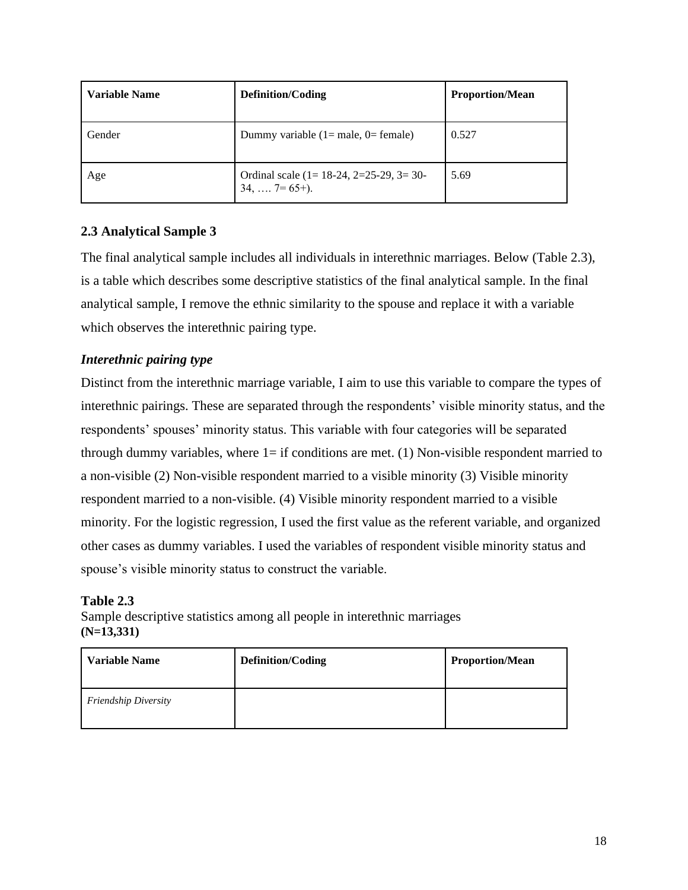| Variable Name | Definition/Coding | Proportion/Mean |
|---|---|---|
| Gender | Dummy variable (1= male, 0= female) | 0.527 |
| Age | Ordinal scale (1= 18-24, 2=25-29, 3= 30-34, …. 7= 65+). | 5.69 |

### 2.3 Analytical Sample 3

The final analytical sample includes all individuals in interethnic marriages. Below (Table 2.3), is a table which describes some descriptive statistics of the final analytical sample. In the final analytical sample, I remove the ethnic similarity to the spouse and replace it with a variable which observes the interethnic pairing type.

***Interethnic pairing type***

Distinct from the interethnic marriage variable, I aim to use this variable to compare the types of interethnic pairings. These are separated through the respondents' visible minority status, and the respondents' spouses' minority status. This variable with four categories will be separated through dummy variables, where 1= if conditions are met. (1) Non-visible respondent married to a non-visible (2) Non-visible respondent married to a visible minority (3) Visible minority respondent married to a non-visible. (4) Visible minority respondent married to a visible minority. For the logistic regression, I used the first value as the referent variable, and organized other cases as dummy variables. I used the variables of respondent visible minority status and spouse's visible minority status to construct the variable.

**Table 2.3**
Sample descriptive statistics among all people in interethnic marriages
**(N=13,331)**

| Variable Name | Definition/Coding | Proportion/Mean |
|---|---|---|
| *Friendship Diversity* | | |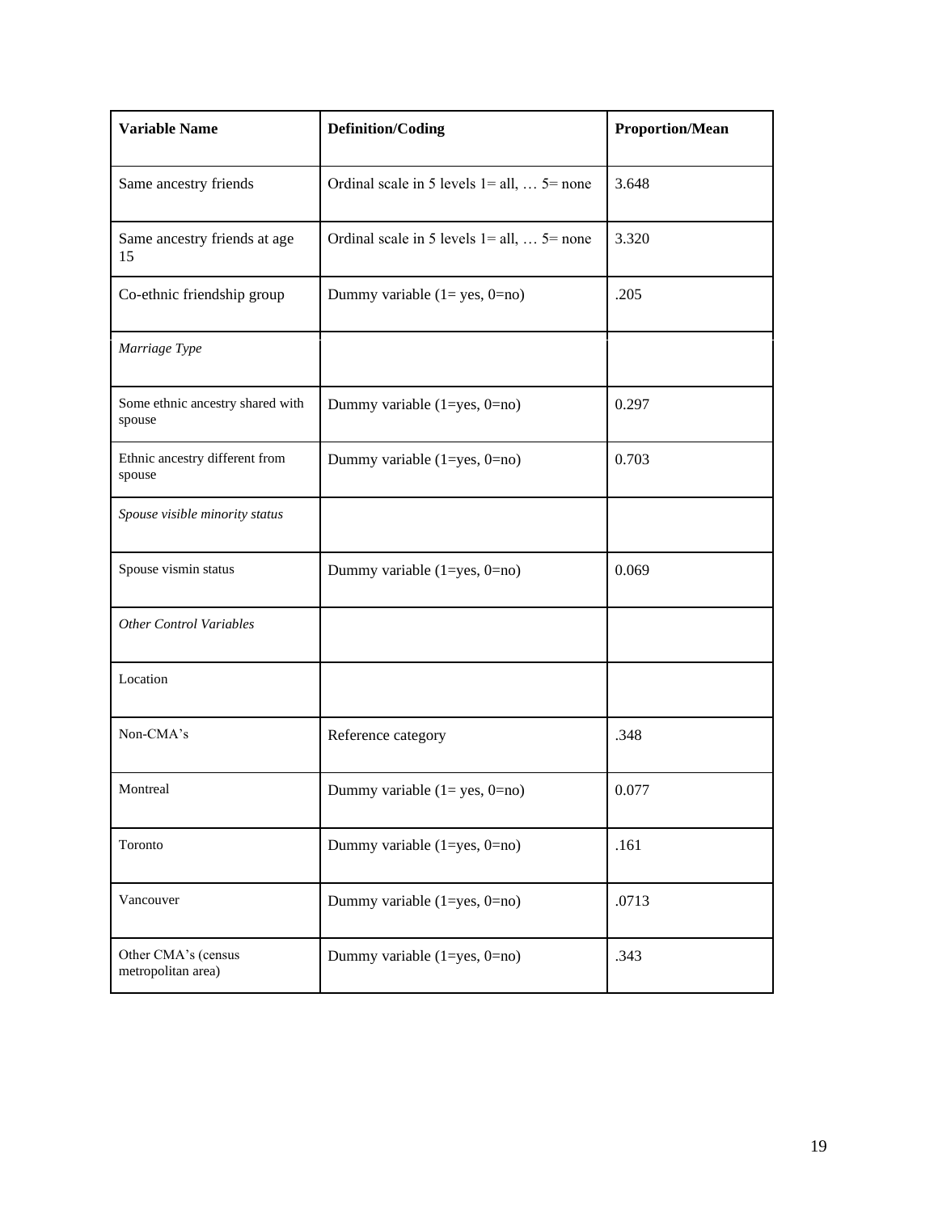| Variable Name | Definition/Coding | Proportion/Mean |
|---|---|---|
| Same ancestry friends | Ordinal scale in 5 levels 1= all, … 5= none | 3.648 |
| Same ancestry friends at age 15 | Ordinal scale in 5 levels 1= all, … 5= none | 3.320 |
| Co-ethnic friendship group | Dummy variable (1= yes, 0=no) | .205 |
| *Marriage Type* | | |
| Some ethnic ancestry shared with spouse | Dummy variable (1=yes, 0=no) | 0.297 |
| Ethnic ancestry different from spouse | Dummy variable (1=yes, 0=no) | 0.703 |
| *Spouse visible minority status* | | |
| Spouse vismin status | Dummy variable (1=yes, 0=no) | 0.069 |
| *Other Control Variables* | | |
| Location | | |
| Non-CMA's | Reference category | .348 |
| Montreal | Dummy variable (1= yes, 0=no) | 0.077 |
| Toronto | Dummy variable (1=yes, 0=no) | .161 |
| Vancouver | Dummy variable (1=yes, 0=no) | .0713 |
| Other CMA's (census metropolitan area) | Dummy variable (1=yes, 0=no) | .343 |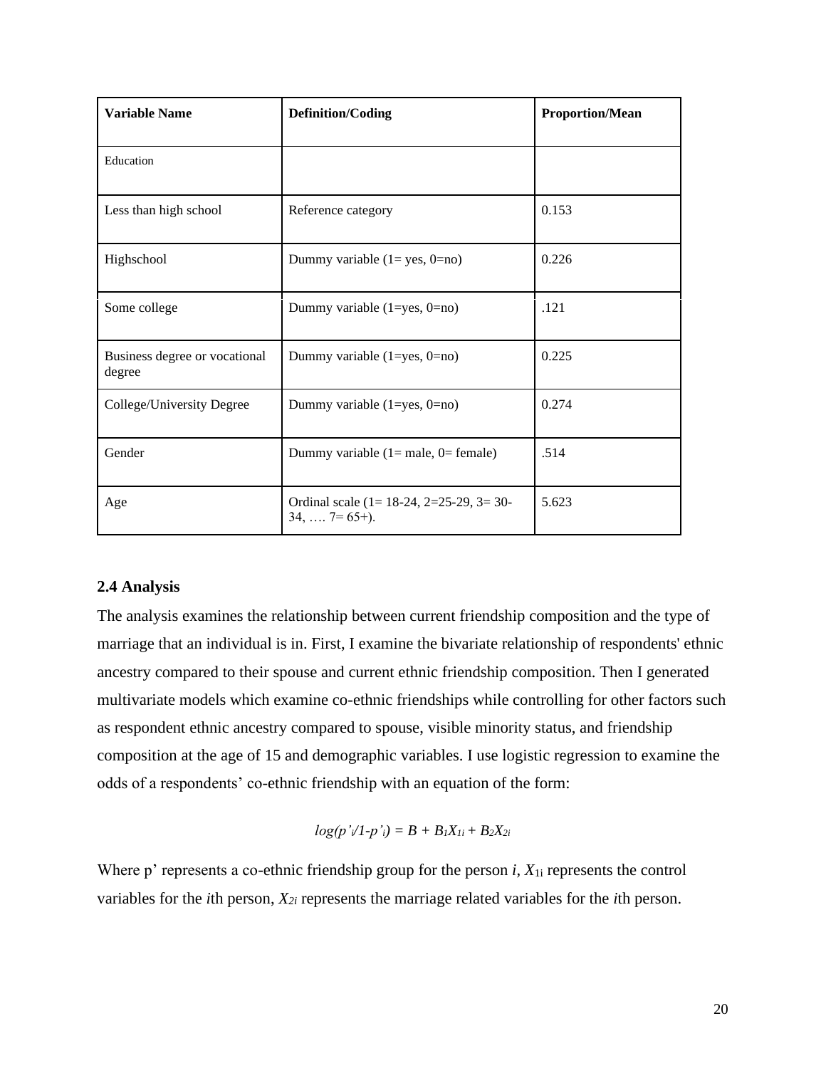| Variable Name | Definition/Coding | Proportion/Mean |
|---|---|---|
| Education | | |
| Less than high school | Reference category | 0.153 |
| Highschool | Dummy variable (1= yes, 0=no) | 0.226 |
| Some college | Dummy variable (1=yes, 0=no) | .121 |
| Business degree or vocational degree | Dummy variable (1=yes, 0=no) | 0.225 |
| College/University Degree | Dummy variable (1=yes, 0=no) | 0.274 |
| Gender | Dummy variable (1= male, 0= female) | .514 |
| Age | Ordinal scale (1= 18-24, 2=25-29, 3= 30-34, …. 7= 65+). | 5.623 |

### 2.4 Analysis

The analysis examines the relationship between current friendship composition and the type of marriage that an individual is in. First, I examine the bivariate relationship of respondents' ethnic ancestry compared to their spouse and current ethnic friendship composition. Then I generated multivariate models which examine co-ethnic friendships while controlling for other factors such as respondent ethnic ancestry compared to spouse, visible minority status, and friendship composition at the age of 15 and demographic variables. I use logistic regression to examine the odds of a respondents' co-ethnic friendship with an equation of the form:

$$log(p'_i/1-p'_i) = B + B_1X_{1i} + B_2X_{2i}$$

Where p' represents a co-ethnic friendship group for the person *i*, $X_{1i}$ represents the control variables for the *i*th person, $X_{2i}$ represents the marriage related variables for the *i*th person.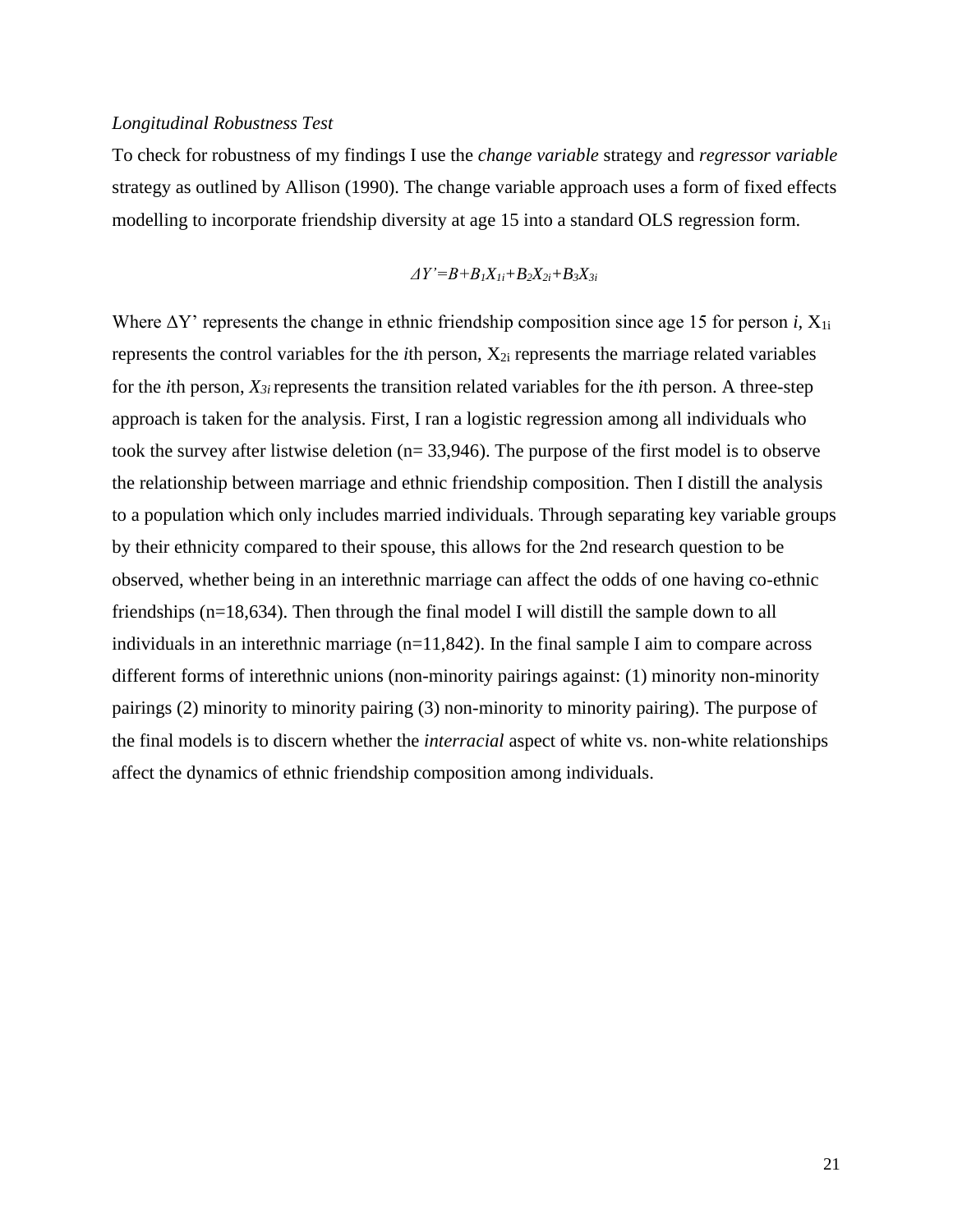*Longitudinal Robustness Test*

To check for robustness of my findings I use the *change variable* strategy and *regressor variable* strategy as outlined by Allison (1990). The change variable approach uses a form of fixed effects modelling to incorporate friendship diversity at age 15 into a standard OLS regression form.

$$\Delta Y' = B + B_1X_{1i} + B_2X_{2i} + B_3X_{3i}$$

Where $\Delta Y'$ represents the change in ethnic friendship composition since age 15 for person *i*, $X_{1i}$ represents the control variables for the *i*th person, $X_{2i}$ represents the marriage related variables for the *i*th person, $X_{3i}$ represents the transition related variables for the *i*th person. A three-step approach is taken for the analysis. First, I ran a logistic regression among all individuals who took the survey after listwise deletion (n= 33,946). The purpose of the first model is to observe the relationship between marriage and ethnic friendship composition. Then I distill the analysis to a population which only includes married individuals. Through separating key variable groups by their ethnicity compared to their spouse, this allows for the 2nd research question to be observed, whether being in an interethnic marriage can affect the odds of one having co-ethnic friendships (n=18,634). Then through the final model I will distill the sample down to all individuals in an interethnic marriage (n=11,842). In the final sample I aim to compare across different forms of interethnic unions (non-minority pairings against: (1) minority non-minority pairings (2) minority to minority pairing (3) non-minority to minority pairing). The purpose of the final models is to discern whether the *interracial* aspect of white vs. non-white relationships affect the dynamics of ethnic friendship composition among individuals.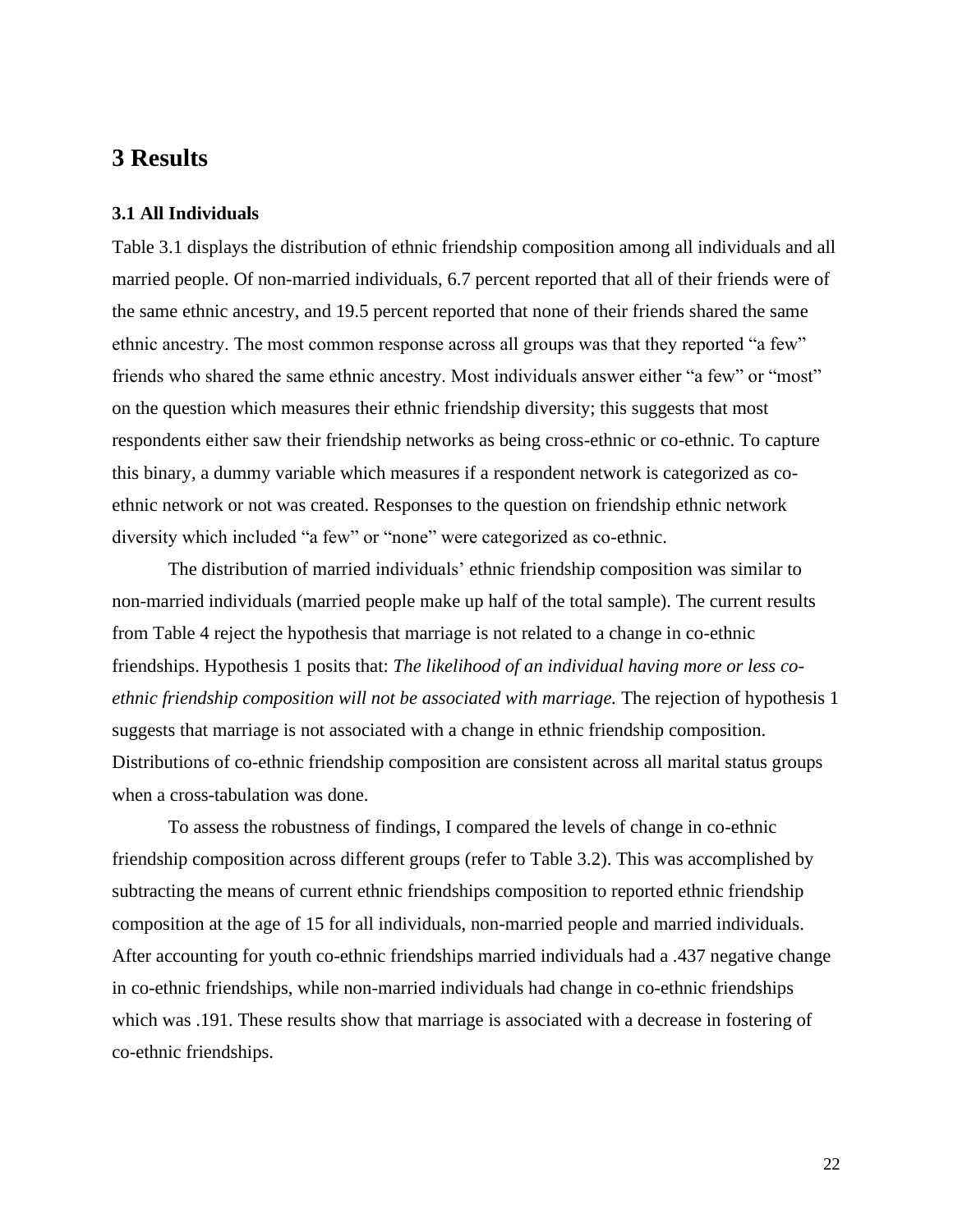# 3 Results

### 3.1 All Individuals

Table 3.1 displays the distribution of ethnic friendship composition among all individuals and all married people. Of non-married individuals, 6.7 percent reported that all of their friends were of the same ethnic ancestry, and 19.5 percent reported that none of their friends shared the same ethnic ancestry. The most common response across all groups was that they reported "a few" friends who shared the same ethnic ancestry. Most individuals answer either "a few" or "most" on the question which measures their ethnic friendship diversity; this suggests that most respondents either saw their friendship networks as being cross-ethnic or co-ethnic. To capture this binary, a dummy variable which measures if a respondent network is categorized as co-ethnic network or not was created. Responses to the question on friendship ethnic network diversity which included "a few" or "none" were categorized as co-ethnic.

The distribution of married individuals' ethnic friendship composition was similar to non-married individuals (married people make up half of the total sample). The current results from Table 4 reject the hypothesis that marriage is not related to a change in co-ethnic friendships. Hypothesis 1 posits that: *The likelihood of an individual having more or less co-ethnic friendship composition will not be associated with marriage.* The rejection of hypothesis 1 suggests that marriage is not associated with a change in ethnic friendship composition. Distributions of co-ethnic friendship composition are consistent across all marital status groups when a cross-tabulation was done.

To assess the robustness of findings, I compared the levels of change in co-ethnic friendship composition across different groups (refer to Table 3.2). This was accomplished by subtracting the means of current ethnic friendships composition to reported ethnic friendship composition at the age of 15 for all individuals, non-married people and married individuals. After accounting for youth co-ethnic friendships married individuals had a .437 negative change in co-ethnic friendships, while non-married individuals had change in co-ethnic friendships which was .191. These results show that marriage is associated with a decrease in fostering of co-ethnic friendships.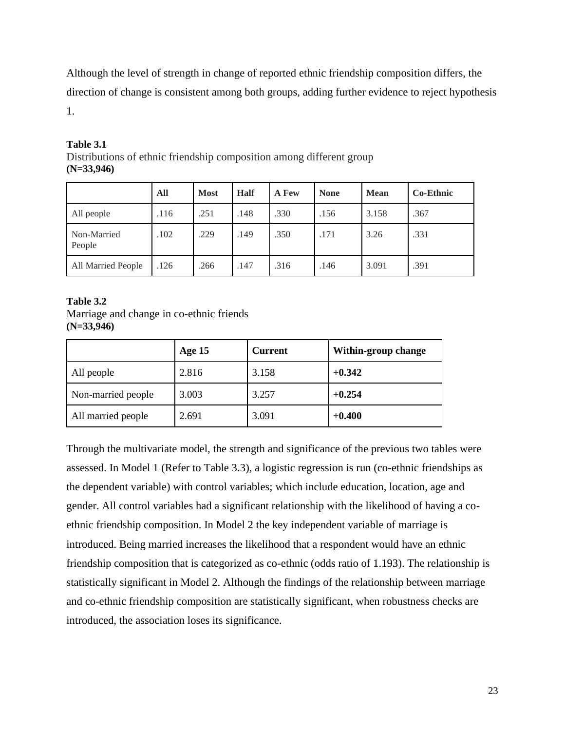Although the level of strength in change of reported ethnic friendship composition differs, the direction of change is consistent among both groups, adding further evidence to reject hypothesis 1.

**Table 3.1**
Distributions of ethnic friendship composition among different group
**(N=33,946)**

| | **All** | **Most** | **Half** | **A Few** | **None** | **Mean** | **Co-Ethnic** |
|---|---|---|---|---|---|---|---|
| All people | .116 | .251 | .148 | .330 | .156 | 3.158 | .367 |
| Non-Married People | .102 | .229 | .149 | .350 | .171 | 3.26 | .331 |
| All Married People | .126 | .266 | .147 | .316 | .146 | 3.091 | .391 |

**Table 3.2**
Marriage and change in co-ethnic friends
**(N=33,946)**

| | **Age 15** | **Current** | **Within-group change** |
|---|---|---|---|
| All people | 2.816 | 3.158 | **+0.342** |
| Non-married people | 3.003 | 3.257 | **+0.254** |
| All married people | 2.691 | 3.091 | **+0.400** |

Through the multivariate model, the strength and significance of the previous two tables were assessed. In Model 1 (Refer to Table 3.3), a logistic regression is run (co-ethnic friendships as the dependent variable) with control variables; which include education, location, age and gender. All control variables had a significant relationship with the likelihood of having a co-ethnic friendship composition. In Model 2 the key independent variable of marriage is introduced. Being married increases the likelihood that a respondent would have an ethnic friendship composition that is categorized as co-ethnic (odds ratio of 1.193). The relationship is statistically significant in Model 2. Although the findings of the relationship between marriage and co-ethnic friendship composition are statistically significant, when robustness checks are introduced, the association loses its significance.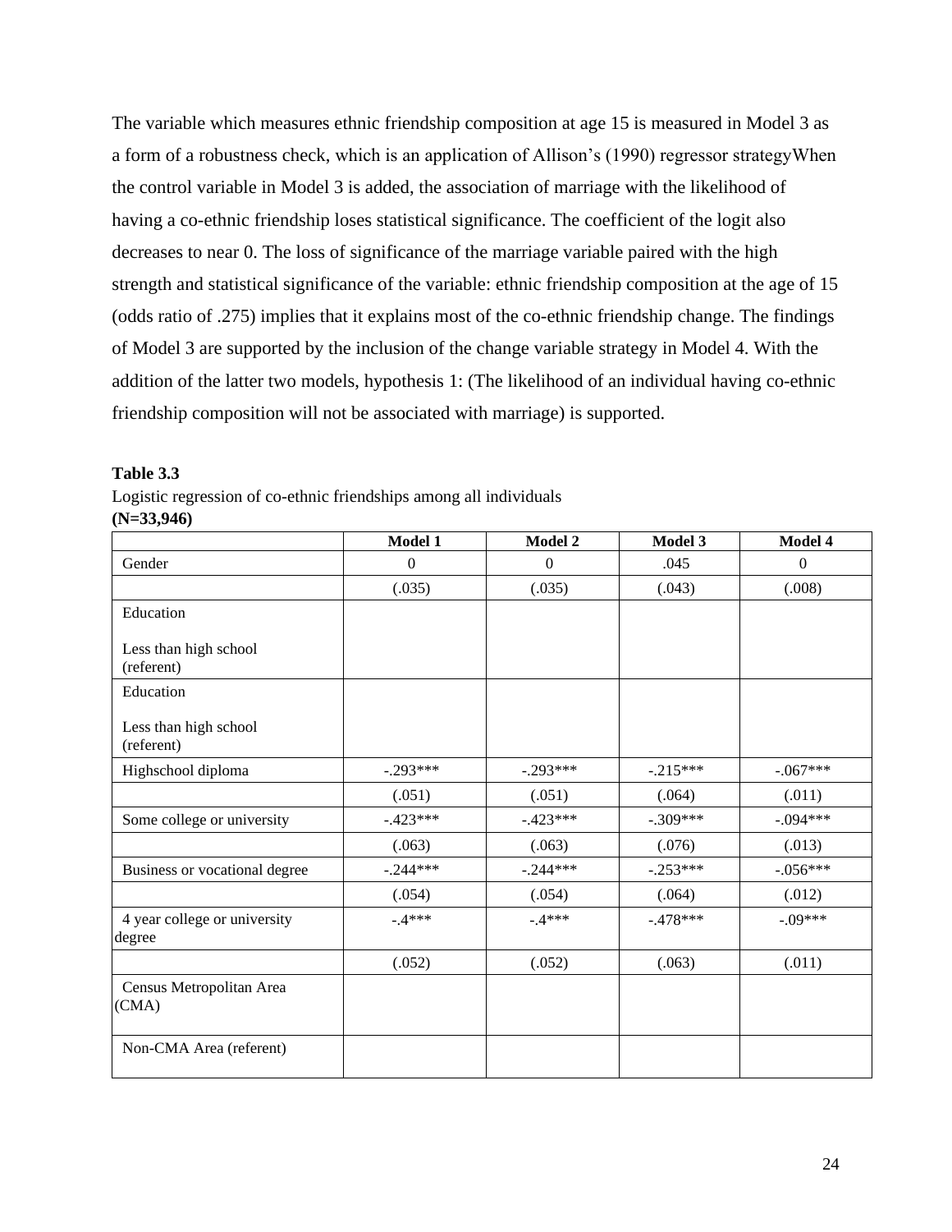The variable which measures ethnic friendship composition at age 15 is measured in Model 3 as a form of a robustness check, which is an application of Allison's (1990) regressor strategyWhen the control variable in Model 3 is added, the association of marriage with the likelihood of having a co-ethnic friendship loses statistical significance. The coefficient of the logit also decreases to near 0. The loss of significance of the marriage variable paired with the high strength and statistical significance of the variable: ethnic friendship composition at the age of 15 (odds ratio of .275) implies that it explains most of the co-ethnic friendship change. The findings of Model 3 are supported by the inclusion of the change variable strategy in Model 4. With the addition of the latter two models, hypothesis 1: (The likelihood of an individual having co-ethnic friendship composition will not be associated with marriage) is supported.

**Table 3.3**

Logistic regression of co-ethnic friendships among all individuals

**(N=33,946)**

| | Model 1 | Model 2 | Model 3 | Model 4 |
|---|---|---|---|---|
| Gender | 0 | 0 | .045 | 0 |
| | (.035) | (.035) | (.043) | (.008) |
| Education<br><br>Less than high school (referent) | | | | |
| Education<br><br>Less than high school (referent) | | | | |
| Highschool diploma | -.293*** | -.293*** | -.215*** | -.067*** |
| | (.051) | (.051) | (.064) | (.011) |
| Some college or university | -.423*** | -.423*** | -.309*** | -.094*** |
| | (.063) | (.063) | (.076) | (.013) |
| Business or vocational degree | -.244*** | -.244*** | -.253*** | -.056*** |
| | (.054) | (.054) | (.064) | (.012) |
| 4 year college or university degree | -.4*** | -.4*** | -.478*** | -.09*** |
| | (.052) | (.052) | (.063) | (.011) |
| Census Metropolitan Area (CMA) | | | | |
| Non-CMA Area (referent) | | | | |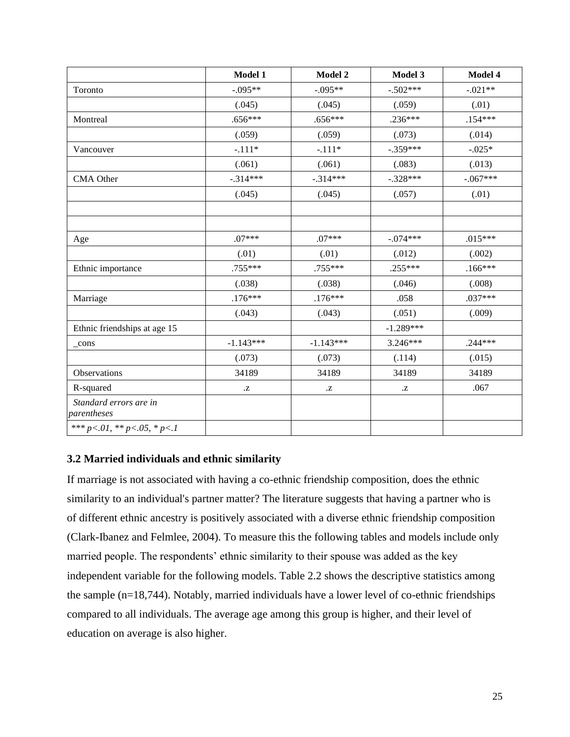| | Model 1 | Model 2 | Model 3 | Model 4 |
|---|---|---|---|---|
| Toronto | -.095** | -.095** | -.502*** | -.021** |
| | (.045) | (.045) | (.059) | (.01) |
| Montreal | .656*** | .656*** | .236*** | .154*** |
| | (.059) | (.059) | (.073) | (.014) |
| Vancouver | -.111* | -.111* | -.359*** | -.025* |
| | (.061) | (.061) | (.083) | (.013) |
| CMA Other | -.314*** | -.314*** | -.328*** | -.067*** |
| | (.045) | (.045) | (.057) | (.01) |
| | | | | |
| | | | | |
| Age | .07*** | .07*** | -.074*** | .015*** |
| | (.01) | (.01) | (.012) | (.002) |
| Ethnic importance | .755*** | .755*** | .255*** | .166*** |
| | (.038) | (.038) | (.046) | (.008) |
| Marriage | .176*** | .176*** | .058 | .037*** |
| | (.043) | (.043) | (.051) | (.009) |
| Ethnic friendships at age 15 | | | -1.289*** | |
| _cons | -1.143*** | -1.143*** | 3.246*** | .244*** |
| | (.073) | (.073) | (.114) | (.015) |
| Observations | 34189 | 34189 | 34189 | 34189 |
| R-squared | .z | .z | .z | .067 |
| *Standard errors are in parentheses* | | | | |
| *\*\*\* p<.01, \*\* p<.05, \* p<.1* | | | | |

### 3.2 Married individuals and ethnic similarity

If marriage is not associated with having a co-ethnic friendship composition, does the ethnic similarity to an individual's partner matter? The literature suggests that having a partner who is of different ethnic ancestry is positively associated with a diverse ethnic friendship composition (Clark-Ibanez and Felmlee, 2004). To measure this the following tables and models include only married people. The respondents' ethnic similarity to their spouse was added as the key independent variable for the following models. Table 2.2 shows the descriptive statistics among the sample (n=18,744). Notably, married individuals have a lower level of co-ethnic friendships compared to all individuals. The average age among this group is higher, and their level of education on average is also higher.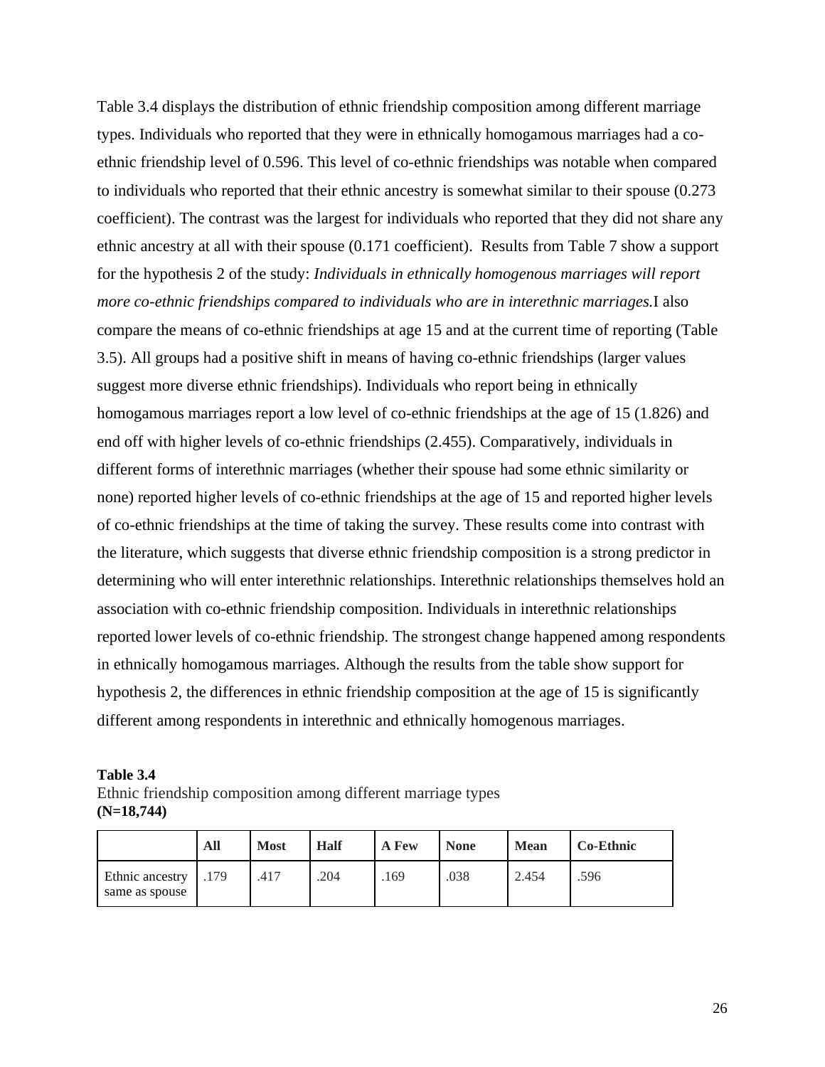Table 3.4 displays the distribution of ethnic friendship composition among different marriage types. Individuals who reported that they were in ethnically homogamous marriages had a co-ethnic friendship level of 0.596. This level of co-ethnic friendships was notable when compared to individuals who reported that their ethnic ancestry is somewhat similar to their spouse (0.273 coefficient). The contrast was the largest for individuals who reported that they did not share any ethnic ancestry at all with their spouse (0.171 coefficient). Results from Table 7 show a support for the hypothesis 2 of the study: *Individuals in ethnically homogenous marriages will report more co-ethnic friendships compared to individuals who are in interethnic marriages.* I also compare the means of co-ethnic friendships at age 15 and at the current time of reporting (Table 3.5). All groups had a positive shift in means of having co-ethnic friendships (larger values suggest more diverse ethnic friendships). Individuals who report being in ethnically homogamous marriages report a low level of co-ethnic friendships at the age of 15 (1.826) and end off with higher levels of co-ethnic friendships (2.455). Comparatively, individuals in different forms of interethnic marriages (whether their spouse had some ethnic similarity or none) reported higher levels of co-ethnic friendships at the age of 15 and reported higher levels of co-ethnic friendships at the time of taking the survey. These results come into contrast with the literature, which suggests that diverse ethnic friendship composition is a strong predictor in determining who will enter interethnic relationships. Interethnic relationships themselves hold an association with co-ethnic friendship composition. Individuals in interethnic relationships reported lower levels of co-ethnic friendship. The strongest change happened among respondents in ethnically homogamous marriages. Although the results from the table show support for hypothesis 2, the differences in ethnic friendship composition at the age of 15 is significantly different among respondents in interethnic and ethnically homogenous marriages.

**Table 3.4**
Ethnic friendship composition among different marriage types
**(N=18,744)**

| | **All** | **Most** | **Half** | **A Few** | **None** | **Mean** | **Co-Ethnic** |
|---|---|---|---|---|---|---|---|
| Ethnic ancestry same as spouse | .179 | .417 | .204 | .169 | .038 | 2.454 | .596 |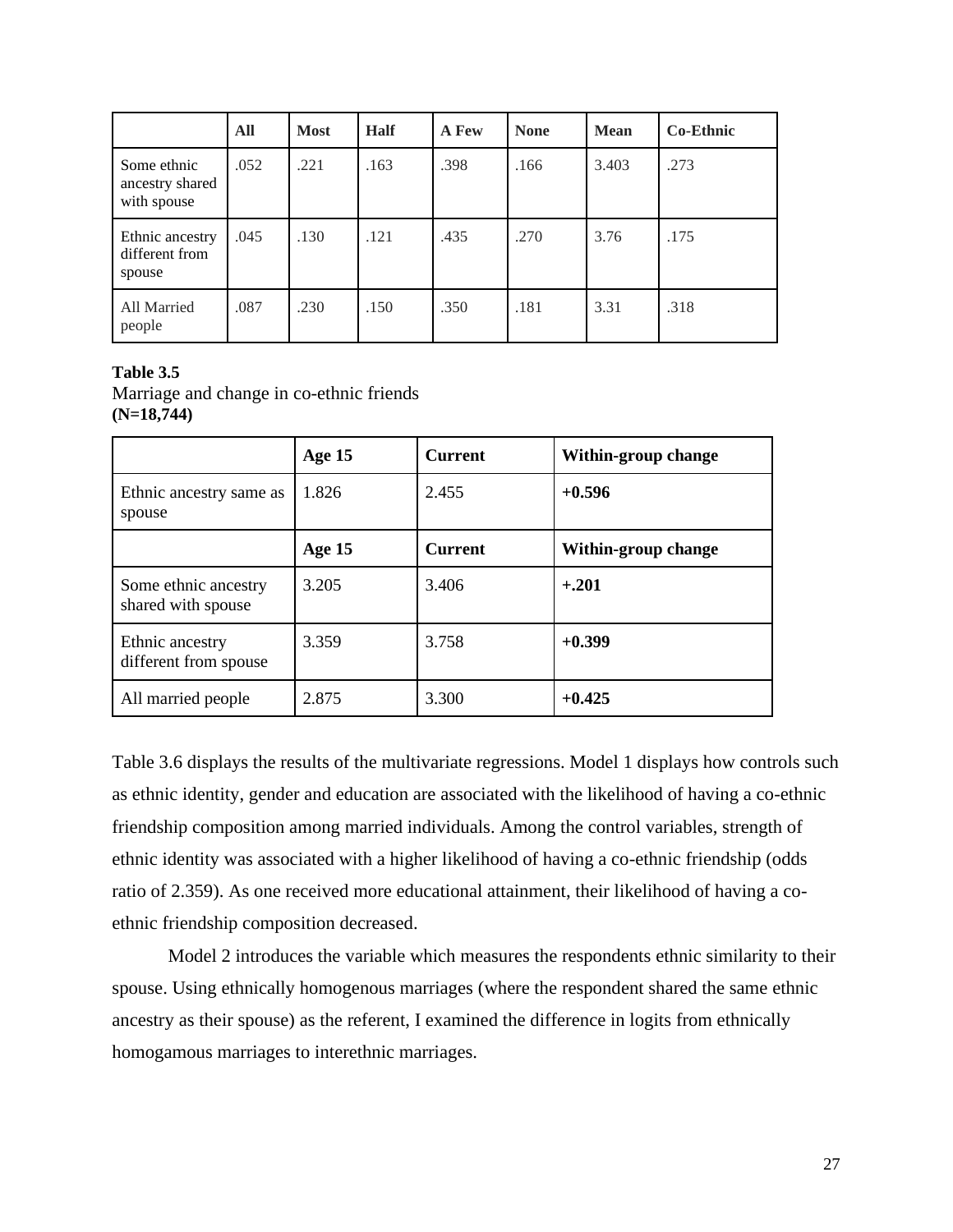| | All | Most | Half | A Few | None | Mean | Co-Ethnic |
|---|---|---|---|---|---|---|---|
| Some ethnic ancestry shared with spouse | .052 | .221 | .163 | .398 | .166 | 3.403 | .273 |
| Ethnic ancestry different from spouse | .045 | .130 | .121 | .435 | .270 | 3.76 | .175 |
| All Married people | .087 | .230 | .150 | .350 | .181 | 3.31 | .318 |

**Table 3.5**
Marriage and change in co-ethnic friends
**(N=18,744)**

| | **Age 15** | **Current** | **Within-group change** |
|---|---|---|---|
| Ethnic ancestry same as spouse | 1.826 | 2.455 | **+0.596** |
| | **Age 15** | **Current** | **Within-group change** |
| Some ethnic ancestry shared with spouse | 3.205 | 3.406 | **+.201** |
| Ethnic ancestry different from spouse | 3.359 | 3.758 | **+0.399** |
| All married people | 2.875 | 3.300 | **+0.425** |

Table 3.6 displays the results of the multivariate regressions. Model 1 displays how controls such as ethnic identity, gender and education are associated with the likelihood of having a co-ethnic friendship composition among married individuals. Among the control variables, strength of ethnic identity was associated with a higher likelihood of having a co-ethnic friendship (odds ratio of 2.359). As one received more educational attainment, their likelihood of having a co-ethnic friendship composition decreased.

Model 2 introduces the variable which measures the respondents ethnic similarity to their spouse. Using ethnically homogenous marriages (where the respondent shared the same ethnic ancestry as their spouse) as the referent, I examined the difference in logits from ethnically homogamous marriages to interethnic marriages.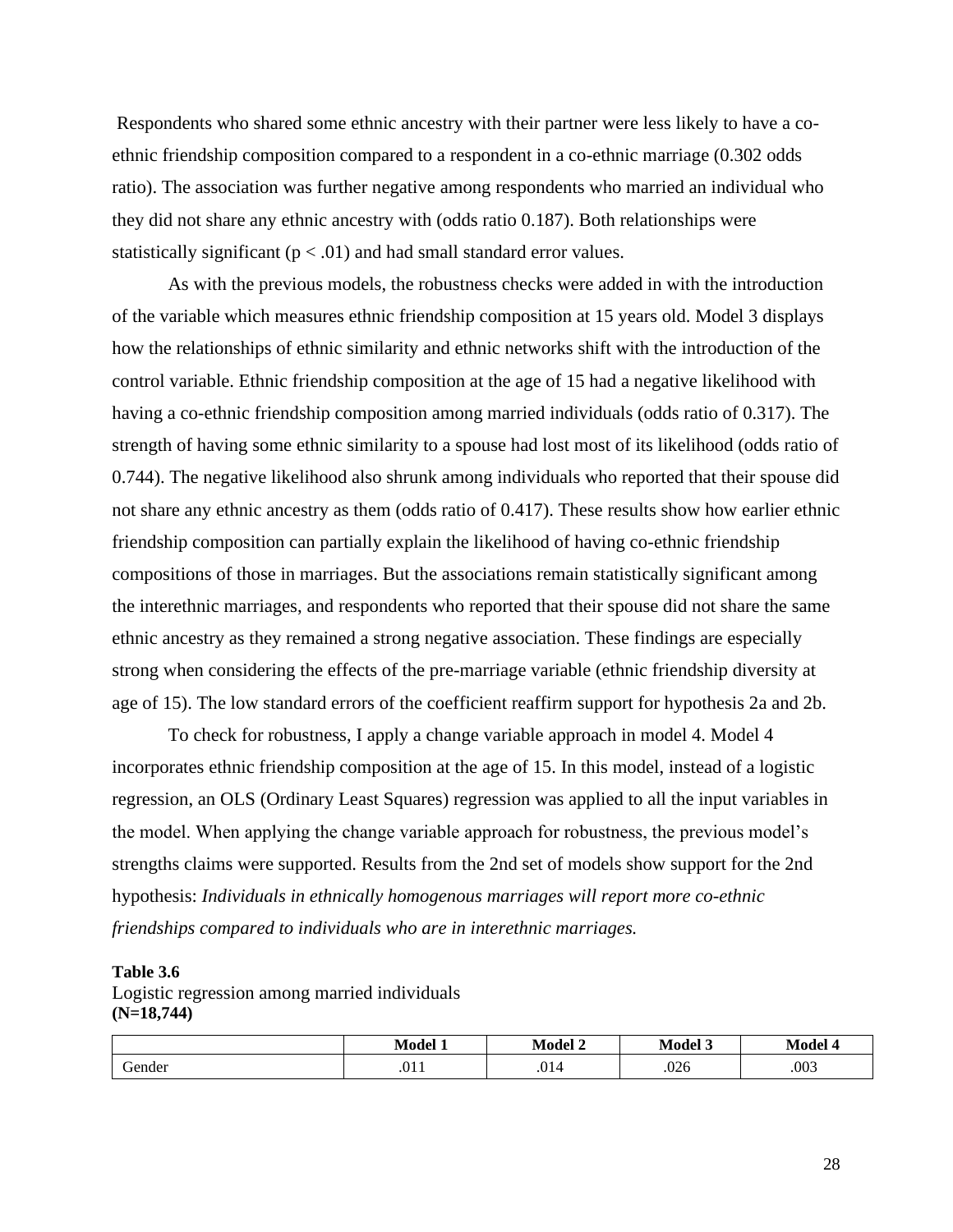Respondents who shared some ethnic ancestry with their partner were less likely to have a co-ethnic friendship composition compared to a respondent in a co-ethnic marriage (0.302 odds ratio). The association was further negative among respondents who married an individual who they did not share any ethnic ancestry with (odds ratio 0.187). Both relationships were statistically significant ($p < .01$) and had small standard error values.

As with the previous models, the robustness checks were added in with the introduction of the variable which measures ethnic friendship composition at 15 years old. Model 3 displays how the relationships of ethnic similarity and ethnic networks shift with the introduction of the control variable. Ethnic friendship composition at the age of 15 had a negative likelihood with having a co-ethnic friendship composition among married individuals (odds ratio of 0.317). The strength of having some ethnic similarity to a spouse had lost most of its likelihood (odds ratio of 0.744). The negative likelihood also shrunk among individuals who reported that their spouse did not share any ethnic ancestry as them (odds ratio of 0.417). These results show how earlier ethnic friendship composition can partially explain the likelihood of having co-ethnic friendship compositions of those in marriages. But the associations remain statistically significant among the interethnic marriages, and respondents who reported that their spouse did not share the same ethnic ancestry as they remained a strong negative association. These findings are especially strong when considering the effects of the pre-marriage variable (ethnic friendship diversity at age of 15). The low standard errors of the coefficient reaffirm support for hypothesis 2a and 2b.

To check for robustness, I apply a change variable approach in model 4. Model 4 incorporates ethnic friendship composition at the age of 15. In this model, instead of a logistic regression, an OLS (Ordinary Least Squares) regression was applied to all the input variables in the model. When applying the change variable approach for robustness, the previous model's strengths claims were supported. Results from the 2nd set of models show support for the 2nd hypothesis: *Individuals in ethnically homogenous marriages will report more co-ethnic friendships compared to individuals who are in interethnic marriages.*

**Table 3.6**
Logistic regression among married individuals
**(N=18,744)**

| | **Model 1** | **Model 2** | **Model 3** | **Model 4** |
|---|---|---|---|---|
| Gender | .011 | .014 | .026 | .003 |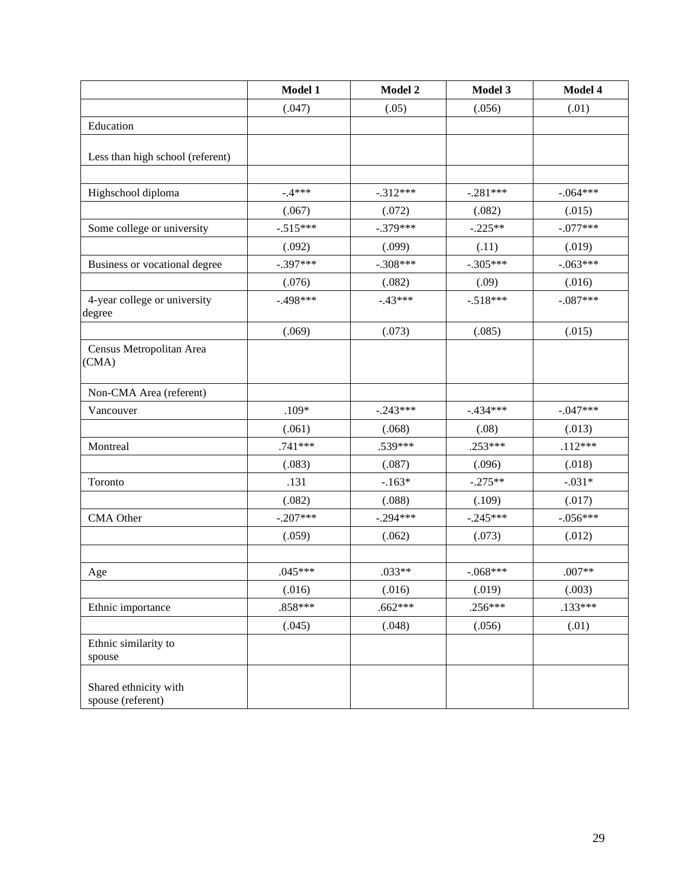| | Model 1 | Model 2 | Model 3 | Model 4 |
|---|---|---|---|---|
| | (.047) | (.05) | (.056) | (.01) |
| Education | | | | |
| Less than high school (referent) | | | | |
| | | | | |
| Highschool diploma | -.4*** | -.312*** | -.281*** | -.064*** |
| | (.067) | (.072) | (.082) | (.015) |
| Some college or university | -.515*** | -.379*** | -.225** | -.077*** |
| | (.092) | (.099) | (.11) | (.019) |
| Business or vocational degree | -.397*** | -.308*** | -.305*** | -.063*** |
| | (.076) | (.082) | (.09) | (.016) |
| 4-year college or university degree | -.498*** | -.43*** | -.518*** | -.087*** |
| | (.069) | (.073) | (.085) | (.015) |
| Census Metropolitan Area (CMA) | | | | |
| Non-CMA Area (referent) | | | | |
| Vancouver | .109* | -.243*** | -.434*** | -.047*** |
| | (.061) | (.068) | (.08) | (.013) |
| Montreal | .741*** | .539*** | .253*** | .112*** |
| | (.083) | (.087) | (.096) | (.018) |
| Toronto | .131 | -.163* | -.275** | -.031* |
| | (.082) | (.088) | (.109) | (.017) |
| CMA Other | -.207*** | -.294*** | -.245*** | -.056*** |
| | (.059) | (.062) | (.073) | (.012) |
| | | | | |
| Age | .045*** | .033** | -.068*** | .007** |
| | (.016) | (.016) | (.019) | (.003) |
| Ethnic importance | .858*** | .662*** | .256*** | .133*** |
| | (.045) | (.048) | (.056) | (.01) |
| Ethnic similarity to spouse | | | | |
| Shared ethnicity with spouse (referent) | | | | |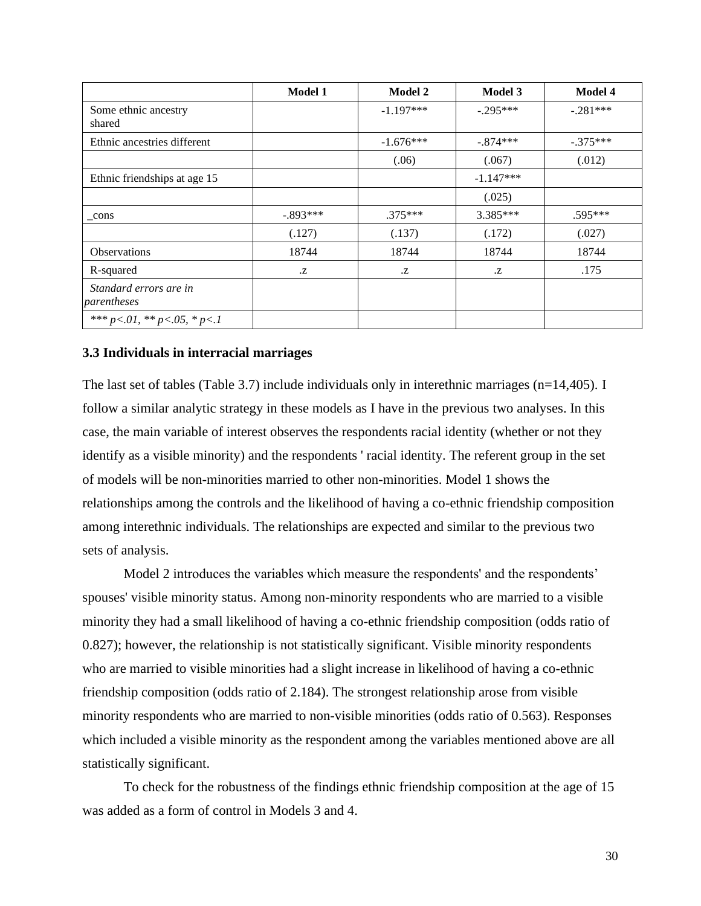|  | Model 1 | Model 2 | Model 3 | Model 4 |
| --- | --- | --- | --- | --- |
| Some ethnic ancestry shared |  | -1.197*** | -.295*** | -.281*** |
| Ethnic ancestries different |  | -1.676*** | -.874*** | -.375*** |
|  |  | (.06) | (.067) | (.012) |
| Ethnic friendships at age 15 |  |  | -1.147*** |  |
|  |  |  | (.025) |  |
| _cons | -.893*** | .375*** | 3.385*** | .595*** |
|  | (.127) | (.137) | (.172) | (.027) |
| Observations | 18744 | 18744 | 18744 | 18744 |
| R-squared | .z | .z | .z | .175 |
| *Standard errors are in parentheses* |  |  |  |  |
| *\*\*\* p<.01, \*\* p<.05, \* p<.1* |  |  |  |  |

### 3.3 Individuals in interracial marriages

The last set of tables (Table 3.7) include individuals only in interethnic marriages (n=14,405). I follow a similar analytic strategy in these models as I have in the previous two analyses. In this case, the main variable of interest observes the respondents racial identity (whether or not they identify as a visible minority) and the respondents ' racial identity. The referent group in the set of models will be non-minorities married to other non-minorities. Model 1 shows the relationships among the controls and the likelihood of having a co-ethnic friendship composition among interethnic individuals. The relationships are expected and similar to the previous two sets of analysis.

Model 2 introduces the variables which measure the respondents' and the respondents' spouses' visible minority status. Among non-minority respondents who are married to a visible minority they had a small likelihood of having a co-ethnic friendship composition (odds ratio of 0.827); however, the relationship is not statistically significant. Visible minority respondents who are married to visible minorities had a slight increase in likelihood of having a co-ethnic friendship composition (odds ratio of 2.184). The strongest relationship arose from visible minority respondents who are married to non-visible minorities (odds ratio of 0.563). Responses which included a visible minority as the respondent among the variables mentioned above are all statistically significant.

To check for the robustness of the findings ethnic friendship composition at the age of 15 was added as a form of control in Models 3 and 4.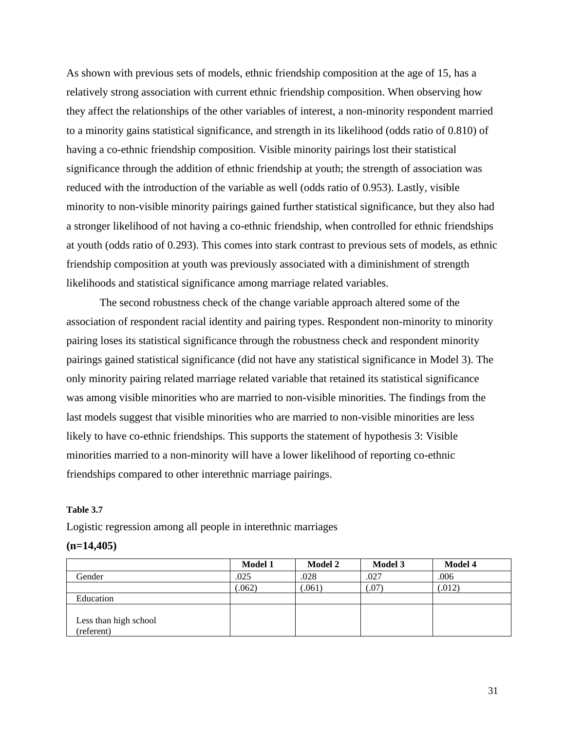As shown with previous sets of models, ethnic friendship composition at the age of 15, has a relatively strong association with current ethnic friendship composition. When observing how they affect the relationships of the other variables of interest, a non-minority respondent married to a minority gains statistical significance, and strength in its likelihood (odds ratio of 0.810) of having a co-ethnic friendship composition. Visible minority pairings lost their statistical significance through the addition of ethnic friendship at youth; the strength of association was reduced with the introduction of the variable as well (odds ratio of 0.953). Lastly, visible minority to non-visible minority pairings gained further statistical significance, but they also had a stronger likelihood of not having a co-ethnic friendship, when controlled for ethnic friendships at youth (odds ratio of 0.293). This comes into stark contrast to previous sets of models, as ethnic friendship composition at youth was previously associated with a diminishment of strength likelihoods and statistical significance among marriage related variables.

The second robustness check of the change variable approach altered some of the association of respondent racial identity and pairing types. Respondent non-minority to minority pairing loses its statistical significance through the robustness check and respondent minority pairings gained statistical significance (did not have any statistical significance in Model 3). The only minority pairing related marriage related variable that retained its statistical significance was among visible minorities who are married to non-visible minorities. The findings from the last models suggest that visible minorities who are married to non-visible minorities are less likely to have co-ethnic friendships. This supports the statement of hypothesis 3: Visible minorities married to a non-minority will have a lower likelihood of reporting co-ethnic friendships compared to other interethnic marriage pairings.

**Table 3.7**

Logistic regression among all people in interethnic marriages

**(n=14,405)**

| | **Model 1** | **Model 2** | **Model 3** | **Model 4** |
|---|---|---|---|---|
| Gender | .025 | .028 | .027 | .006 |
| | (.062) | (.061) | (.07) | (.012) |
| Education | | | | |
| Less than high school (referent) | | | | |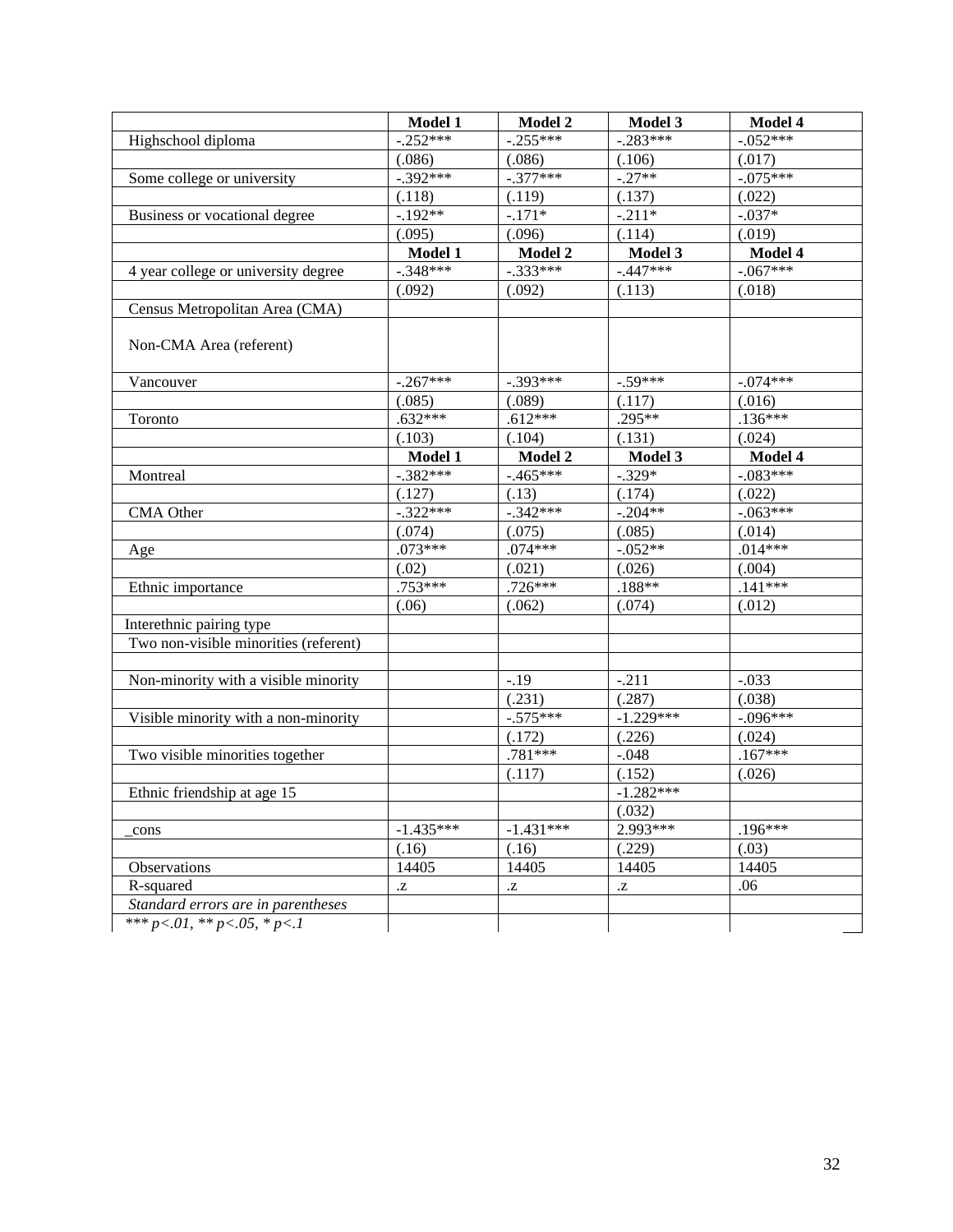| | Model 1 | Model 2 | Model 3 | Model 4 |
|---|---|---|---|---|
| Highschool diploma | -.252*** | -.255*** | -.283*** | -.052*** |
| | (.086) | (.086) | (.106) | (.017) |
| Some college or university | -.392*** | -.377*** | -.27** | -.075*** |
| | (.118) | (.119) | (.137) | (.022) |
| Business or vocational degree | -.192** | -.171* | -.211* | -.037* |
| | (.095) | (.096) | (.114) | (.019) |
| | **Model 1** | **Model 2** | **Model 3** | **Model 4** |
| 4 year college or university degree | -.348*** | -.333*** | -.447*** | -.067*** |
| | (.092) | (.092) | (.113) | (.018) |
| Census Metropolitan Area (CMA) | | | | |
| Non-CMA Area (referent) | | | | |
| Vancouver | -.267*** | -.393*** | -.59*** | -.074*** |
| | (.085) | (.089) | (.117) | (.016) |
| Toronto | .632*** | .612*** | .295** | .136*** |
| | (.103) | (.104) | (.131) | (.024) |
| | **Model 1** | **Model 2** | **Model 3** | **Model 4** |
| Montreal | -.382*** | -.465*** | -.329* | -.083*** |
| | (.127) | (.13) | (.174) | (.022) |
| CMA Other | -.322*** | -.342*** | -.204** | -.063*** |
| | (.074) | (.075) | (.085) | (.014) |
| Age | .073*** | .074*** | -.052** | .014*** |
| | (.02) | (.021) | (.026) | (.004) |
| Ethnic importance | .753*** | .726*** | .188** | .141*** |
| | (.06) | (.062) | (.074) | (.012) |
| Interethnic pairing type | | | | |
| Two non-visible minorities (referent) | | | | |
| | | | | |
| Non-minority with a visible minority | | -.19 | -.211 | -.033 |
| | | (.231) | (.287) | (.038) |
| Visible minority with a non-minority | | -.575*** | -1.229*** | -.096*** |
| | | (.172) | (.226) | (.024) |
| Two visible minorities together | | .781*** | -.048 | .167*** |
| | | (.117) | (.152) | (.026) |
| Ethnic friendship at age 15 | | | -1.282*** | |
| | | | (.032) | |
| _cons | -1.435*** | -1.431*** | 2.993*** | .196*** |
| | (.16) | (.16) | (.229) | (.03) |
| Observations | 14405 | 14405 | 14405 | 14405 |
| R-squared | .z | .z | .z | .06 |
| *Standard errors are in parentheses* | | | | |
| *\*\*\* p<.01, \*\* p<.05, \* p<.1* | | | | |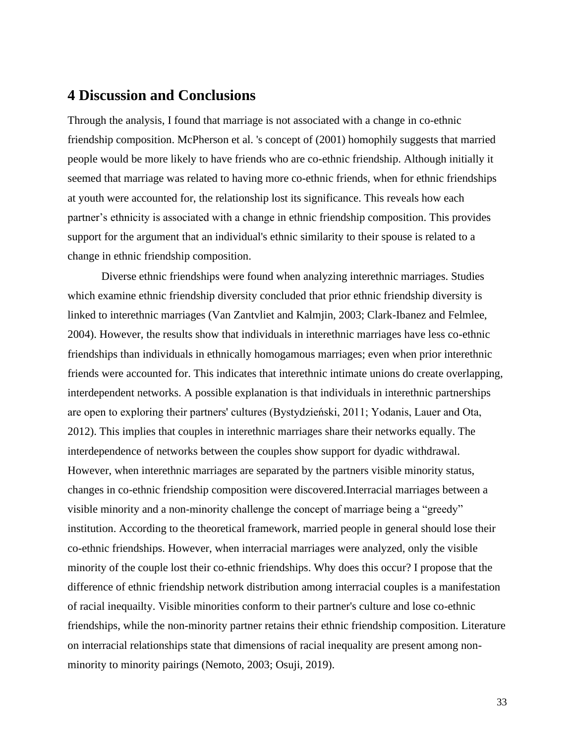## 4 Discussion and Conclusions

Through the analysis, I found that marriage is not associated with a change in co-ethnic friendship composition. McPherson et al. 's concept of (2001) homophily suggests that married people would be more likely to have friends who are co-ethnic friendship. Although initially it seemed that marriage was related to having more co-ethnic friends, when for ethnic friendships at youth were accounted for, the relationship lost its significance. This reveals how each partner's ethnicity is associated with a change in ethnic friendship composition. This provides support for the argument that an individual's ethnic similarity to their spouse is related to a change in ethnic friendship composition.

Diverse ethnic friendships were found when analyzing interethnic marriages. Studies which examine ethnic friendship diversity concluded that prior ethnic friendship diversity is linked to interethnic marriages (Van Zantvliet and Kalmjin, 2003; Clark-Ibanez and Felmlee, 2004). However, the results show that individuals in interethnic marriages have less co-ethnic friendships than individuals in ethnically homogamous marriages; even when prior interethnic friends were accounted for. This indicates that interethnic intimate unions do create overlapping, interdependent networks. A possible explanation is that individuals in interethnic partnerships are open to exploring their partners' cultures (Bystydzieński, 2011; Yodanis, Lauer and Ota, 2012). This implies that couples in interethnic marriages share their networks equally. The interdependence of networks between the couples show support for dyadic withdrawal. However, when interethnic marriages are separated by the partners visible minority status, changes in co-ethnic friendship composition were discovered.Interracial marriages between a visible minority and a non-minority challenge the concept of marriage being a "greedy" institution. According to the theoretical framework, married people in general should lose their co-ethnic friendships. However, when interracial marriages were analyzed, only the visible minority of the couple lost their co-ethnic friendships. Why does this occur? I propose that the difference of ethnic friendship network distribution among interracial couples is a manifestation of racial inequailty. Visible minorities conform to their partner's culture and lose co-ethnic friendships, while the non-minority partner retains their ethnic friendship composition. Literature on interracial relationships state that dimensions of racial inequality are present among non-minority to minority pairings (Nemoto, 2003; Osuji, 2019).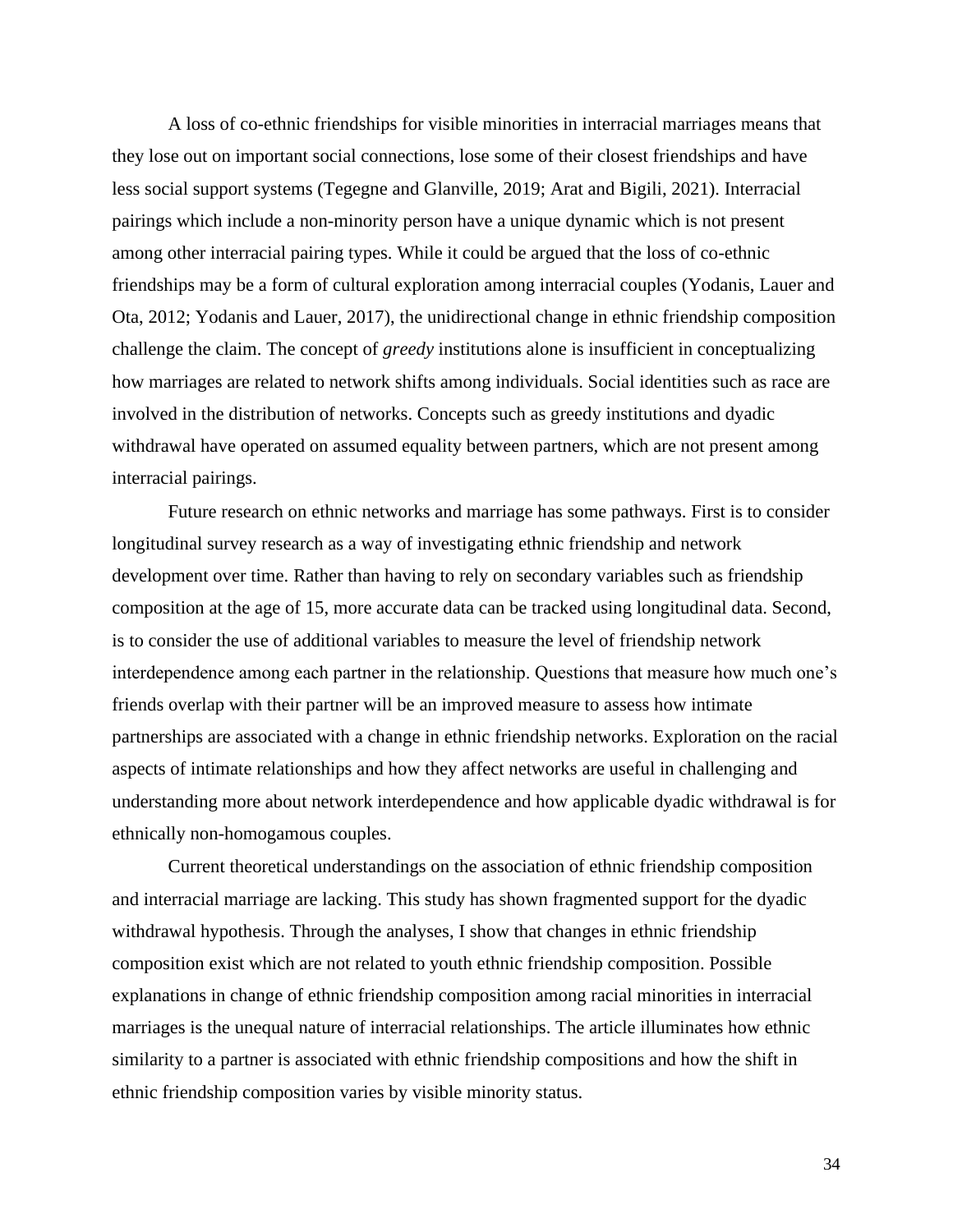A loss of co-ethnic friendships for visible minorities in interracial marriages means that they lose out on important social connections, lose some of their closest friendships and have less social support systems (Tegegne and Glanville, 2019; Arat and Bigili, 2021). Interracial pairings which include a non-minority person have a unique dynamic which is not present among other interracial pairing types. While it could be argued that the loss of co-ethnic friendships may be a form of cultural exploration among interracial couples (Yodanis, Lauer and Ota, 2012; Yodanis and Lauer, 2017), the unidirectional change in ethnic friendship composition challenge the claim. The concept of *greedy* institutions alone is insufficient in conceptualizing how marriages are related to network shifts among individuals. Social identities such as race are involved in the distribution of networks. Concepts such as greedy institutions and dyadic withdrawal have operated on assumed equality between partners, which are not present among interracial pairings.

Future research on ethnic networks and marriage has some pathways. First is to consider longitudinal survey research as a way of investigating ethnic friendship and network development over time. Rather than having to rely on secondary variables such as friendship composition at the age of 15, more accurate data can be tracked using longitudinal data. Second, is to consider the use of additional variables to measure the level of friendship network interdependence among each partner in the relationship. Questions that measure how much one's friends overlap with their partner will be an improved measure to assess how intimate partnerships are associated with a change in ethnic friendship networks. Exploration on the racial aspects of intimate relationships and how they affect networks are useful in challenging and understanding more about network interdependence and how applicable dyadic withdrawal is for ethnically non-homogamous couples.

Current theoretical understandings on the association of ethnic friendship composition and interracial marriage are lacking. This study has shown fragmented support for the dyadic withdrawal hypothesis. Through the analyses, I show that changes in ethnic friendship composition exist which are not related to youth ethnic friendship composition. Possible explanations in change of ethnic friendship composition among racial minorities in interracial marriages is the unequal nature of interracial relationships. The article illuminates how ethnic similarity to a partner is associated with ethnic friendship compositions and how the shift in ethnic friendship composition varies by visible minority status.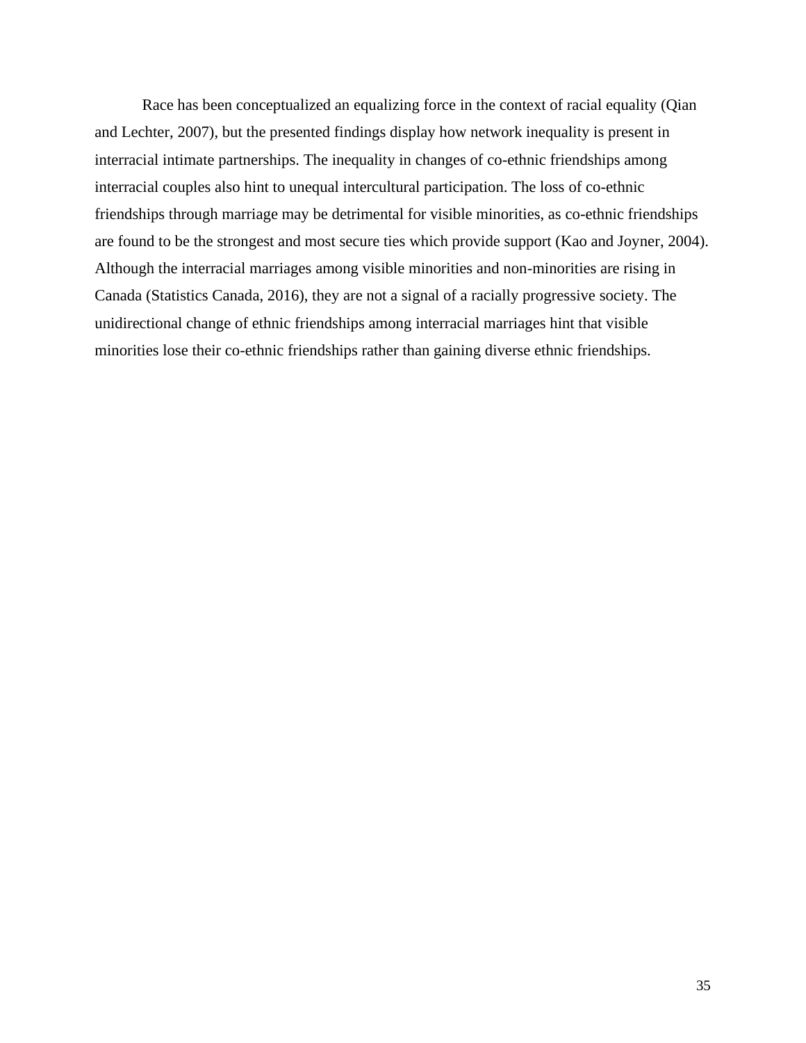Race has been conceptualized an equalizing force in the context of racial equality (Qian and Lechter, 2007), but the presented findings display how network inequality is present in interracial intimate partnerships. The inequality in changes of co-ethnic friendships among interracial couples also hint to unequal intercultural participation. The loss of co-ethnic friendships through marriage may be detrimental for visible minorities, as co-ethnic friendships are found to be the strongest and most secure ties which provide support (Kao and Joyner, 2004). Although the interracial marriages among visible minorities and non-minorities are rising in Canada (Statistics Canada, 2016), they are not a signal of a racially progressive society. The unidirectional change of ethnic friendships among interracial marriages hint that visible minorities lose their co-ethnic friendships rather than gaining diverse ethnic friendships.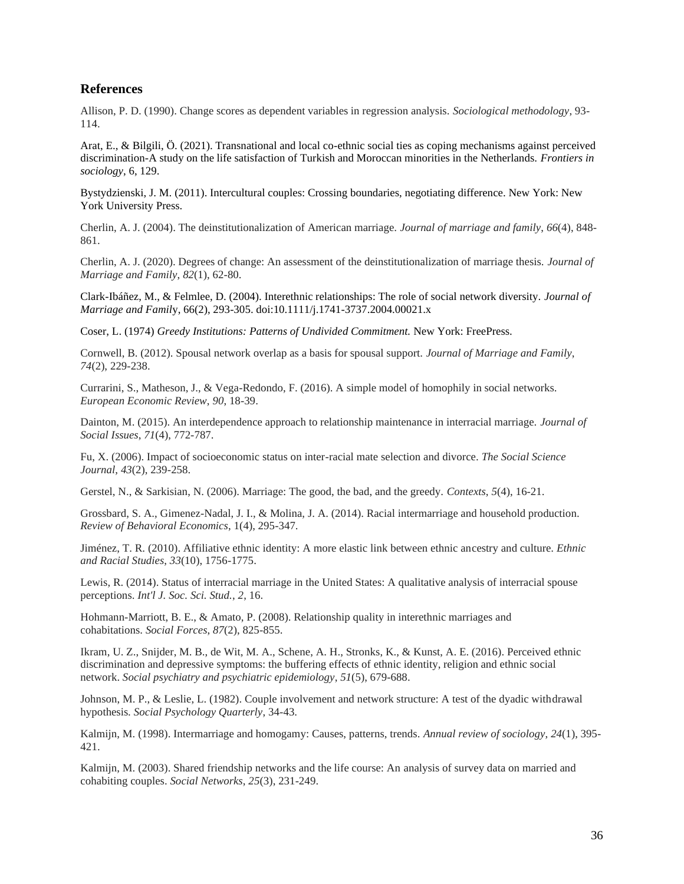## References

Allison, P. D. (1990). Change scores as dependent variables in regression analysis. *Sociological methodology*, 93-114.

Arat, E., & Bilgili, Ö. (2021). Transnational and local co-ethnic social ties as coping mechanisms against perceived discrimination-A study on the life satisfaction of Turkish and Moroccan minorities in the Netherlands. *Frontiers in sociology*, 6, 129.

Bystydzienski, J. M. (2011). Intercultural couples: Crossing boundaries, negotiating difference. New York: New York University Press.

Cherlin, A. J. (2004). The deinstitutionalization of American marriage. *Journal of marriage and family*, *66*(4), 848-861.

Cherlin, A. J. (2020). Degrees of change: An assessment of the deinstitutionalization of marriage thesis. *Journal of Marriage and Family*, *82*(1), 62-80.

Clark-Ibáñez, M., & Felmlee, D. (2004). Interethnic relationships: The role of social network diversity. *Journal of Marriage and Family*, 66(2), 293-305. doi:10.1111/j.1741-3737.2004.00021.x

Coser, L. (1974) *Greedy Institutions: Patterns of Undivided Commitment.* New York: FreePress.

Cornwell, B. (2012). Spousal network overlap as a basis for spousal support. *Journal of Marriage and Family*, *74*(2), 229-238.

Currarini, S., Matheson, J., & Vega-Redondo, F. (2016). A simple model of homophily in social networks. *European Economic Review*, *90*, 18-39.

Dainton, M. (2015). An interdependence approach to relationship maintenance in interracial marriage. *Journal of Social Issues*, *71*(4), 772-787.

Fu, X. (2006). Impact of socioeconomic status on inter-racial mate selection and divorce. *The Social Science Journal*, *43*(2), 239-258.

Gerstel, N., & Sarkisian, N. (2006). Marriage: The good, the bad, and the greedy. *Contexts*, *5*(4), 16-21.

Grossbard, S. A., Gimenez-Nadal, J. I., & Molina, J. A. (2014). Racial intermarriage and household production. *Review of Behavioral Economics*, 1(4), 295-347.

Jiménez, T. R. (2010). Affiliative ethnic identity: A more elastic link between ethnic ancestry and culture. *Ethnic and Racial Studies*, *33*(10), 1756-1775.

Lewis, R. (2014). Status of interracial marriage in the United States: A qualitative analysis of interracial spouse perceptions. *Int'l J. Soc. Sci. Stud.*, *2*, 16.

Hohmann-Marriott, B. E., & Amato, P. (2008). Relationship quality in interethnic marriages and cohabitations. *Social Forces*, *87*(2), 825-855.

Ikram, U. Z., Snijder, M. B., de Wit, M. A., Schene, A. H., Stronks, K., & Kunst, A. E. (2016). Perceived ethnic discrimination and depressive symptoms: the buffering effects of ethnic identity, religion and ethnic social network. *Social psychiatry and psychiatric epidemiology*, *51*(5), 679-688.

Johnson, M. P., & Leslie, L. (1982). Couple involvement and network structure: A test of the dyadic withdrawal hypothesis. *Social Psychology Quarterly*, 34-43.

Kalmijn, M. (1998). Intermarriage and homogamy: Causes, patterns, trends. *Annual review of sociology*, *24*(1), 395-421.

Kalmijn, M. (2003). Shared friendship networks and the life course: An analysis of survey data on married and cohabiting couples. *Social Networks*, *25*(3), 231-249.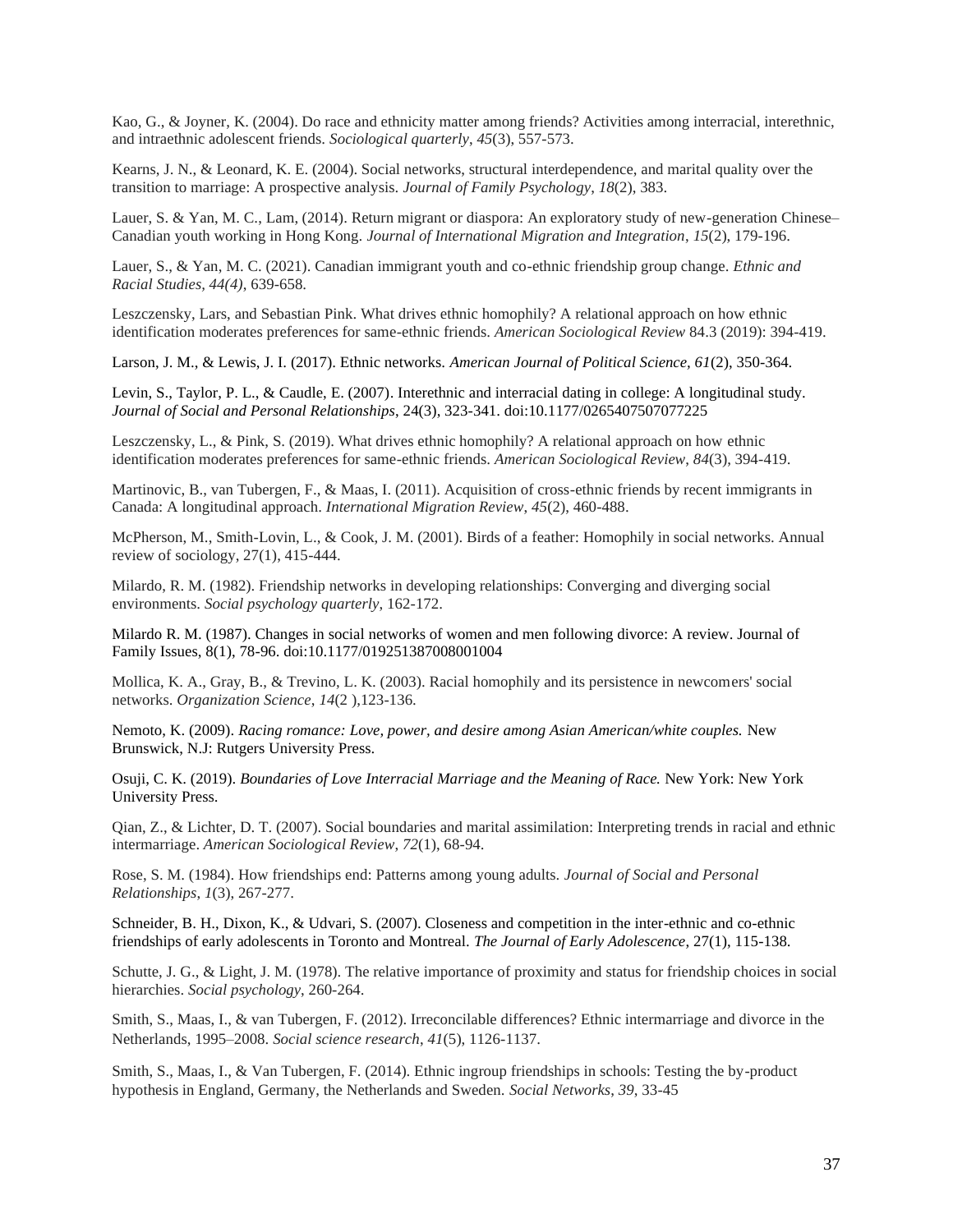Kao, G., & Joyner, K. (2004). Do race and ethnicity matter among friends? Activities among interracial, interethnic, and intraethnic adolescent friends. *Sociological quarterly*, *45*(3), 557-573.

Kearns, J. N., & Leonard, K. E. (2004). Social networks, structural interdependence, and marital quality over the transition to marriage: A prospective analysis. *Journal of Family Psychology*, *18*(2), 383.

Lauer, S. & Yan, M. C., Lam, (2014). Return migrant or diaspora: An exploratory study of new-generation Chinese–Canadian youth working in Hong Kong. *Journal of International Migration and Integration*, *15*(2), 179-196.

Lauer, S., & Yan, M. C. (2021). Canadian immigrant youth and co-ethnic friendship group change. *Ethnic and Racial Studies, 44(4)*, 639-658.

Leszczensky, Lars, and Sebastian Pink. What drives ethnic homophily? A relational approach on how ethnic identification moderates preferences for same-ethnic friends. *American Sociological Review* 84.3 (2019): 394-419.

Larson, J. M., & Lewis, J. I. (2017). Ethnic networks. *American Journal of Political Science, 61*(2), 350-364.

Levin, S., Taylor, P. L., & Caudle, E. (2007). Interethnic and interracial dating in college: A longitudinal study. *Journal of Social and Personal Relationships*, 24(3), 323-341. doi:10.1177/0265407507077225

Leszczensky, L., & Pink, S. (2019). What drives ethnic homophily? A relational approach on how ethnic identification moderates preferences for same-ethnic friends. *American Sociological Review*, *84*(3), 394-419.

Martinovic, B., van Tubergen, F., & Maas, I. (2011). Acquisition of cross-ethnic friends by recent immigrants in Canada: A longitudinal approach. *International Migration Review*, *45*(2), 460-488.

McPherson, M., Smith-Lovin, L., & Cook, J. M. (2001). Birds of a feather: Homophily in social networks. Annual review of sociology, 27(1), 415-444.

Milardo, R. M. (1982). Friendship networks in developing relationships: Converging and diverging social environments. *Social psychology quarterly*, 162-172.

Milardo R. M. (1987). Changes in social networks of women and men following divorce: A review. Journal of Family Issues, 8(1), 78-96. doi:10.1177/019251387008001004

Mollica, K. A., Gray, B., & Trevino, L. K. (2003). Racial homophily and its persistence in newcomers' social networks. *Organization Science*, *14*(2 ),123-136.

Nemoto, K. (2009). *Racing romance: Love, power, and desire among Asian American/white couples.* New Brunswick, N.J: Rutgers University Press.

Osuji, C. K. (2019). *Boundaries of Love Interracial Marriage and the Meaning of Race.* New York: New York University Press.

Qian, Z., & Lichter, D. T. (2007). Social boundaries and marital assimilation: Interpreting trends in racial and ethnic intermarriage. *American Sociological Review*, *72*(1), 68-94.

Rose, S. M. (1984). How friendships end: Patterns among young adults. *Journal of Social and Personal Relationships*, *1*(3), 267-277.

Schneider, B. H., Dixon, K., & Udvari, S. (2007). Closeness and competition in the inter-ethnic and co-ethnic friendships of early adolescents in Toronto and Montreal. *The Journal of Early Adolescence*, 27(1), 115-138.

Schutte, J. G., & Light, J. M. (1978). The relative importance of proximity and status for friendship choices in social hierarchies. *Social psychology*, 260-264.

Smith, S., Maas, I., & van Tubergen, F. (2012). Irreconcilable differences? Ethnic intermarriage and divorce in the Netherlands, 1995–2008. *Social science research*, *41*(5), 1126-1137.

Smith, S., Maas, I., & Van Tubergen, F. (2014). Ethnic ingroup friendships in schools: Testing the by-product hypothesis in England, Germany, the Netherlands and Sweden. *Social Networks*, *39*, 33-45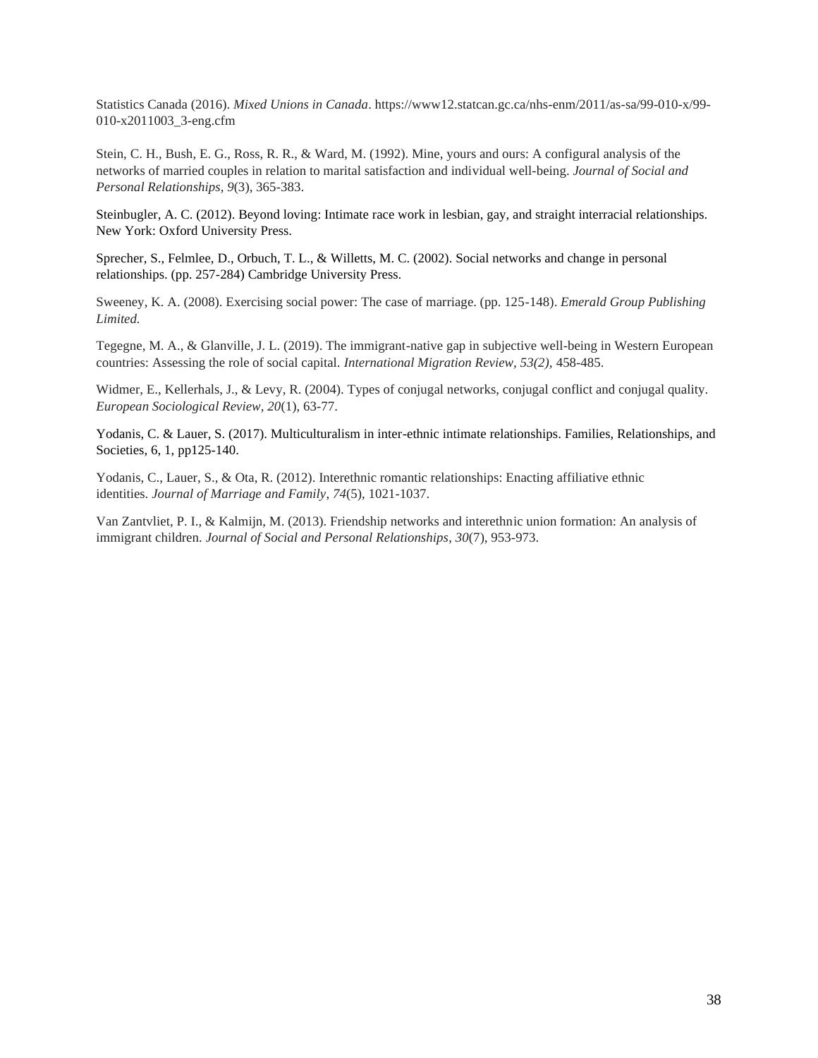Statistics Canada (2016). *Mixed Unions in Canada*. https://www12.statcan.gc.ca/nhs-enm/2011/as-sa/99-010-x/99-010-x2011003_3-eng.cfm

Stein, C. H., Bush, E. G., Ross, R. R., & Ward, M. (1992). Mine, yours and ours: A configural analysis of the networks of married couples in relation to marital satisfaction and individual well-being. *Journal of Social and Personal Relationships*, *9*(3), 365-383.

Steinbugler, A. C. (2012). Beyond loving: Intimate race work in lesbian, gay, and straight interracial relationships. New York: Oxford University Press.

Sprecher, S., Felmlee, D., Orbuch, T. L., & Willetts, M. C. (2002). Social networks and change in personal relationships. (pp. 257-284) Cambridge University Press.

Sweeney, K. A. (2008). Exercising social power: The case of marriage. (pp. 125-148). *Emerald Group Publishing Limited.*

Tegegne, M. A., & Glanville, J. L. (2019). The immigrant-native gap in subjective well-being in Western European countries: Assessing the role of social capital. *International Migration Review, 53(2),* 458-485.

Widmer, E., Kellerhals, J., & Levy, R. (2004). Types of conjugal networks, conjugal conflict and conjugal quality. *European Sociological Review*, *20*(1), 63-77.

Yodanis, C. & Lauer, S. (2017). Multiculturalism in inter-ethnic intimate relationships. Families, Relationships, and Societies, 6, 1, pp125-140.

Yodanis, C., Lauer, S., & Ota, R. (2012). Interethnic romantic relationships: Enacting affiliative ethnic identities. *Journal of Marriage and Family*, *74*(5), 1021-1037.

Van Zantvliet, P. I., & Kalmijn, M. (2013). Friendship networks and interethnic union formation: An analysis of immigrant children. *Journal of Social and Personal Relationships*, *30*(7), 953-973.